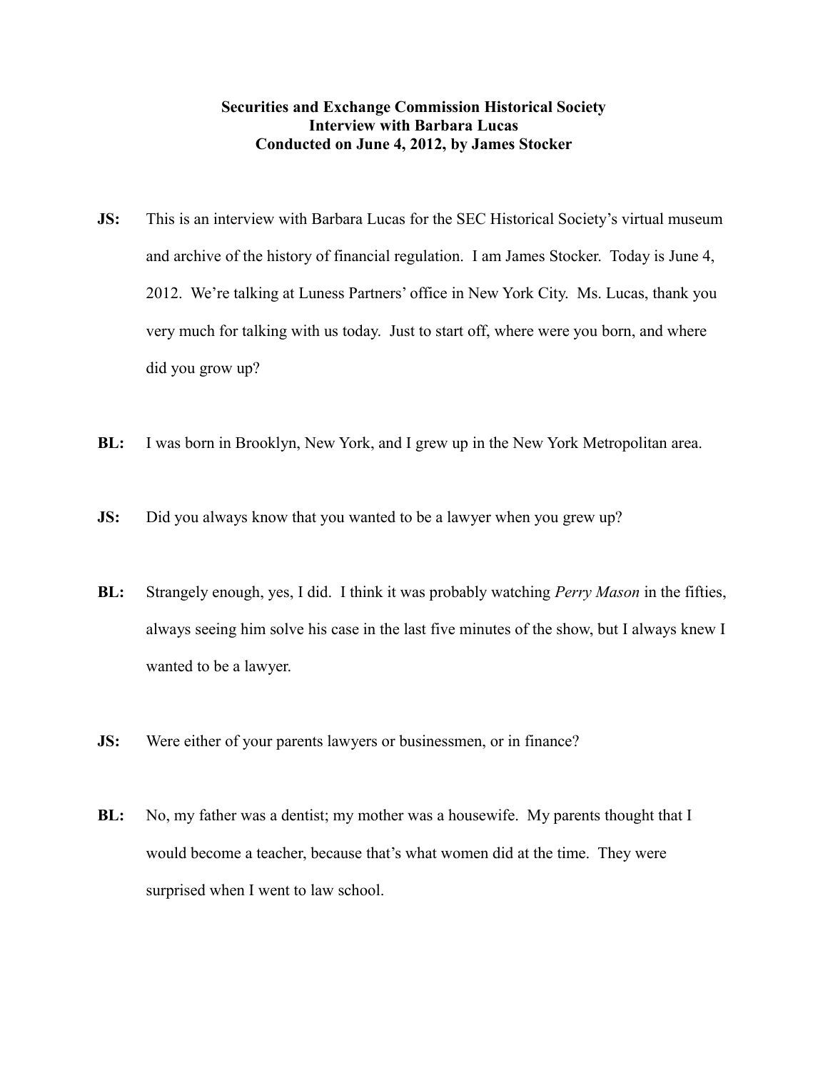**Securities and Exchange Commission Historical Society**
**Interview with Barbara Lucas**
**Conducted on June 4, 2012, by James Stocker**

**JS:** This is an interview with Barbara Lucas for the SEC Historical Society's virtual museum and archive of the history of financial regulation. I am James Stocker. Today is June 4, 2012. We're talking at Luness Partners' office in New York City. Ms. Lucas, thank you very much for talking with us today. Just to start off, where were you born, and where did you grow up?

**BL:** I was born in Brooklyn, New York, and I grew up in the New York Metropolitan area.

**JS:** Did you always know that you wanted to be a lawyer when you grew up?

**BL:** Strangely enough, yes, I did. I think it was probably watching *Perry Mason* in the fifties, always seeing him solve his case in the last five minutes of the show, but I always knew I wanted to be a lawyer.

**JS:** Were either of your parents lawyers or businessmen, or in finance?

**BL:** No, my father was a dentist; my mother was a housewife. My parents thought that I would become a teacher, because that's what women did at the time. They were surprised when I went to law school.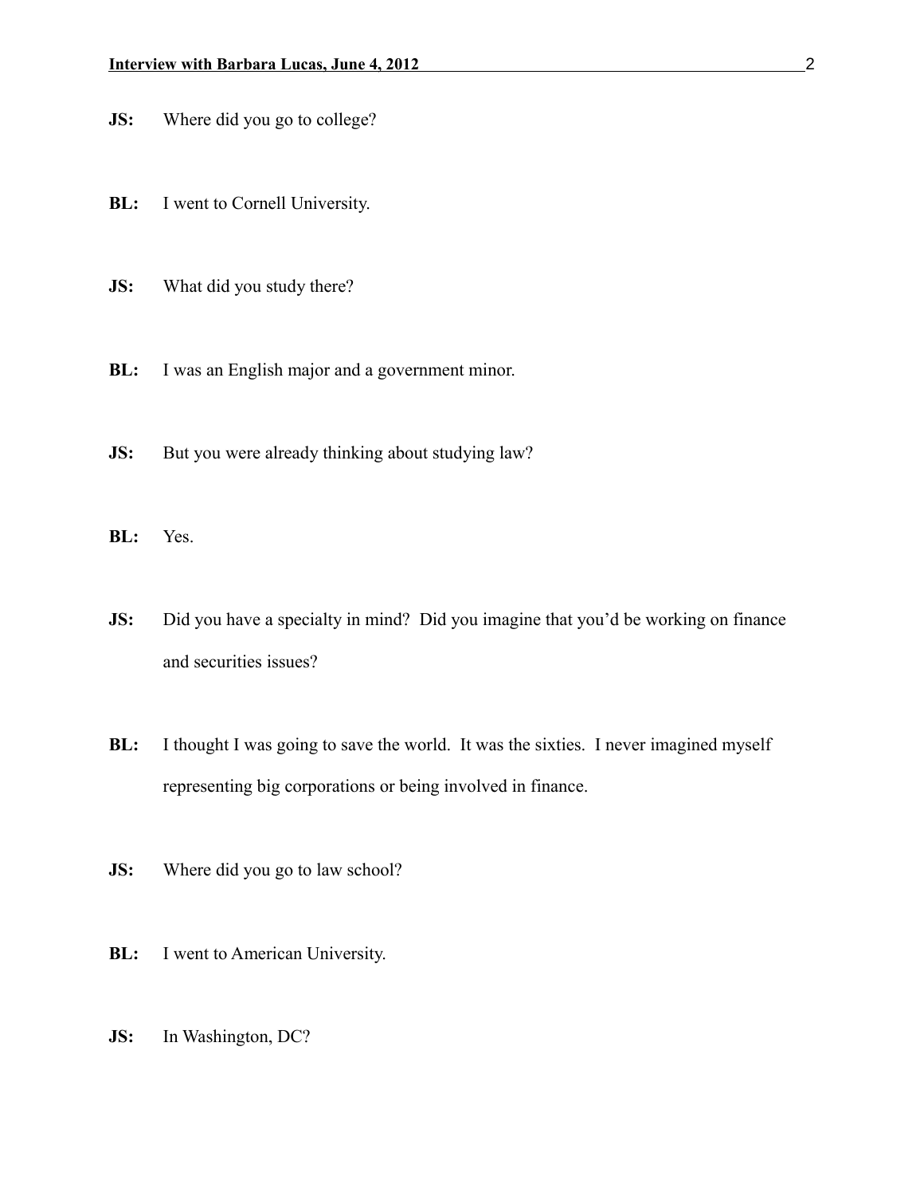**JS:** Where did you go to college?

**BL:** I went to Cornell University.

**JS:** What did you study there?

**BL:** I was an English major and a government minor.

**JS:** But you were already thinking about studying law?

**BL:** Yes.

**JS:** Did you have a specialty in mind? Did you imagine that you'd be working on finance and securities issues?

**BL:** I thought I was going to save the world. It was the sixties. I never imagined myself representing big corporations or being involved in finance.

**JS:** Where did you go to law school?

**BL:** I went to American University.

**JS:** In Washington, DC?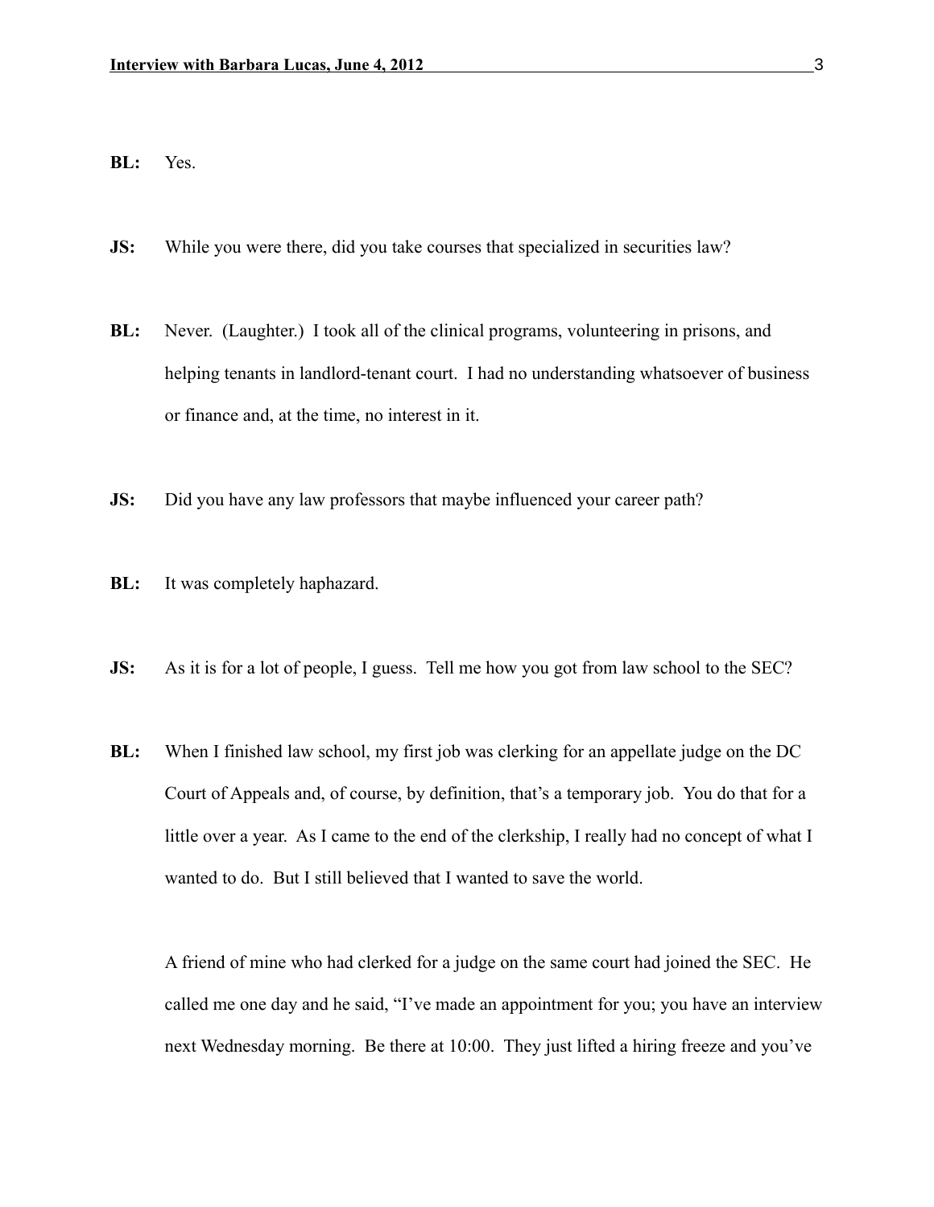**BL:** Yes.

**JS:** While you were there, did you take courses that specialized in securities law?

**BL:** Never. (Laughter.) I took all of the clinical programs, volunteering in prisons, and helping tenants in landlord-tenant court. I had no understanding whatsoever of business or finance and, at the time, no interest in it.

**JS:** Did you have any law professors that maybe influenced your career path?

**BL:** It was completely haphazard.

**JS:** As it is for a lot of people, I guess. Tell me how you got from law school to the SEC?

**BL:** When I finished law school, my first job was clerking for an appellate judge on the DC Court of Appeals and, of course, by definition, that's a temporary job. You do that for a little over a year. As I came to the end of the clerkship, I really had no concept of what I wanted to do. But I still believed that I wanted to save the world.

A friend of mine who had clerked for a judge on the same court had joined the SEC. He called me one day and he said, "I've made an appointment for you; you have an interview next Wednesday morning. Be there at 10:00. They just lifted a hiring freeze and you've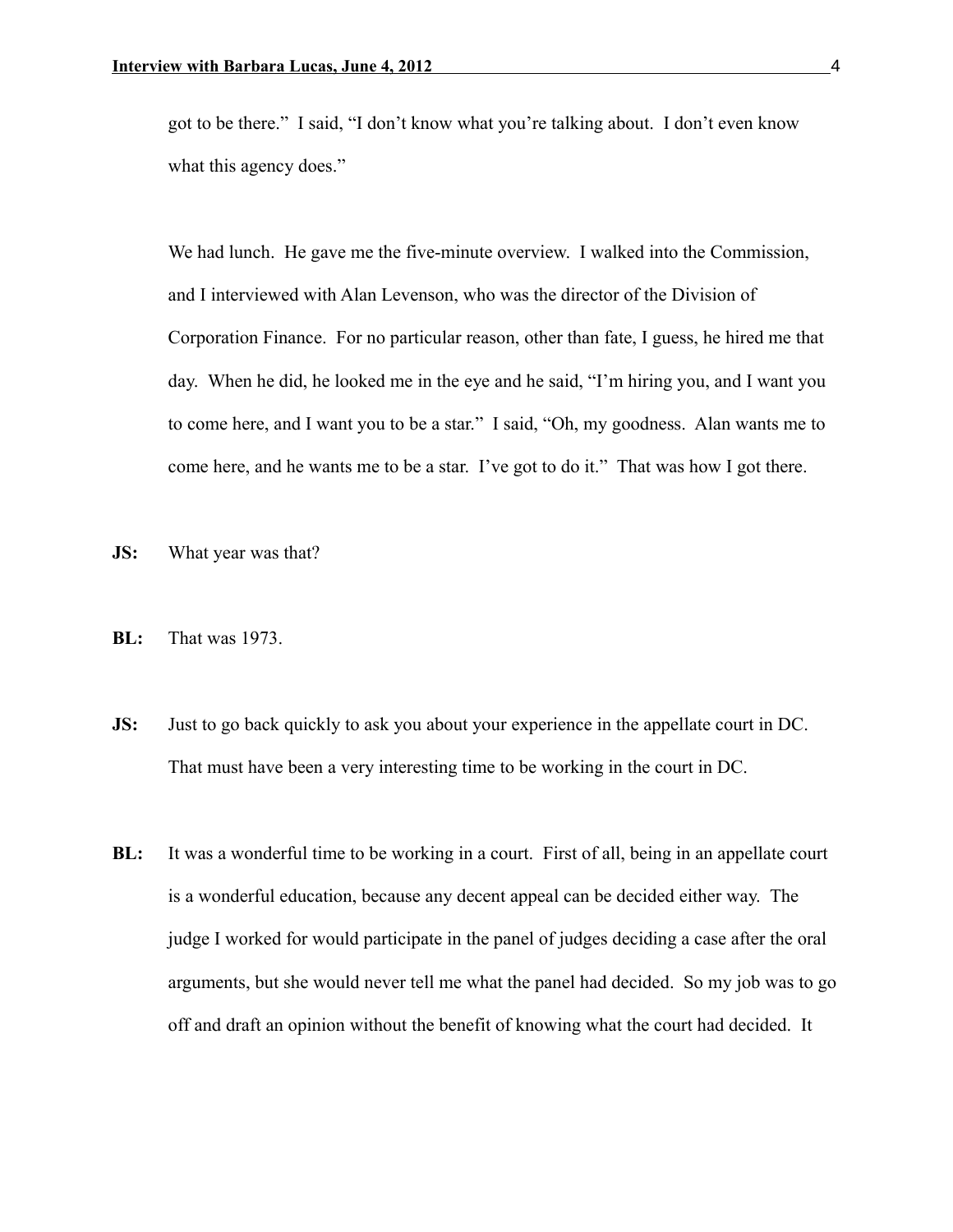got to be there." I said, "I don't know what you're talking about. I don't even know what this agency does."

We had lunch. He gave me the five-minute overview. I walked into the Commission, and I interviewed with Alan Levenson, who was the director of the Division of Corporation Finance. For no particular reason, other than fate, I guess, he hired me that day. When he did, he looked me in the eye and he said, "I'm hiring you, and I want you to come here, and I want you to be a star." I said, "Oh, my goodness. Alan wants me to come here, and he wants me to be a star. I've got to do it." That was how I got there.

**JS:** What year was that?

**BL:** That was 1973.

**JS:** Just to go back quickly to ask you about your experience in the appellate court in DC. That must have been a very interesting time to be working in the court in DC.

**BL:** It was a wonderful time to be working in a court. First of all, being in an appellate court is a wonderful education, because any decent appeal can be decided either way. The judge I worked for would participate in the panel of judges deciding a case after the oral arguments, but she would never tell me what the panel had decided. So my job was to go off and draft an opinion without the benefit of knowing what the court had decided. It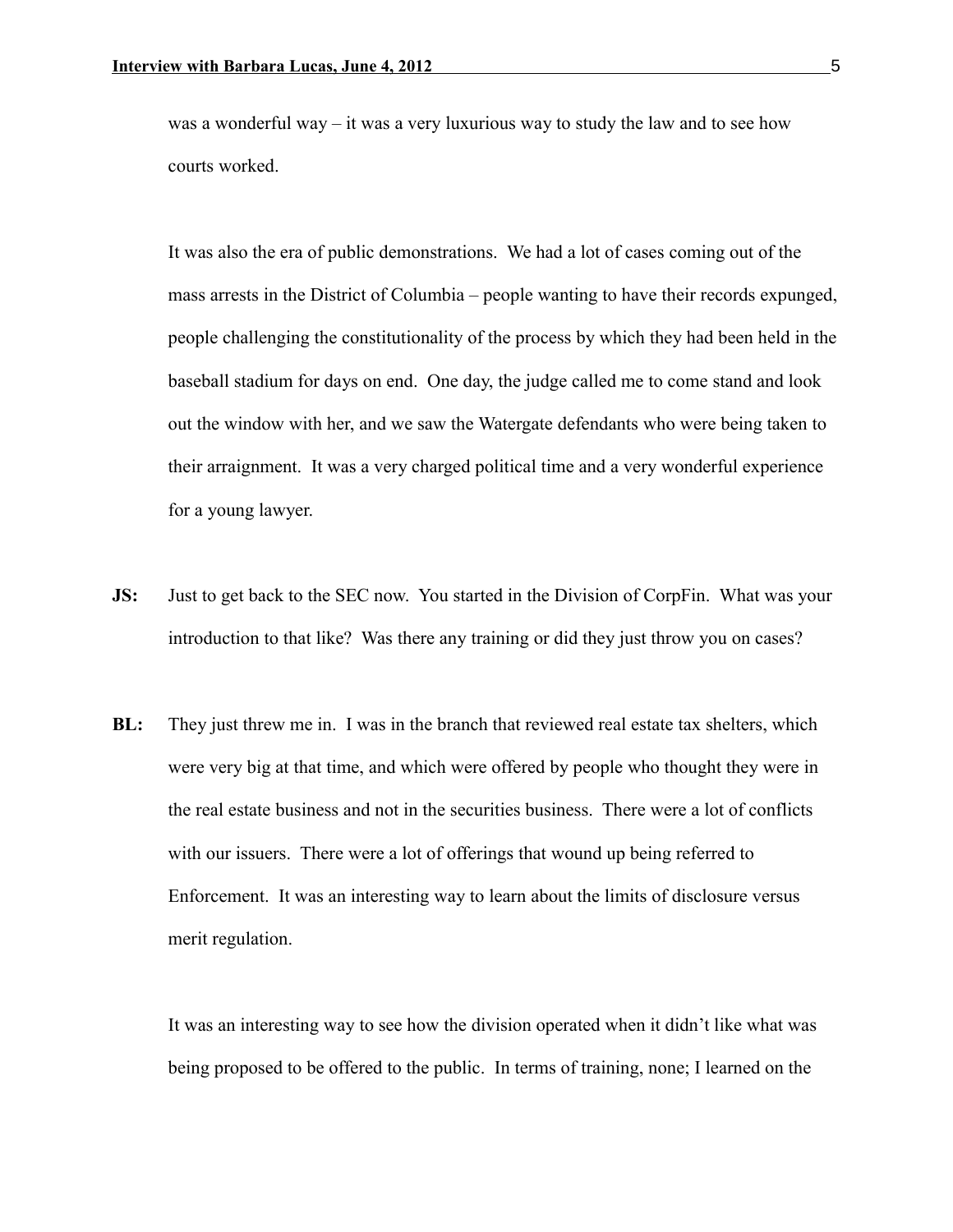was a wonderful way – it was a very luxurious way to study the law and to see how courts worked.

It was also the era of public demonstrations. We had a lot of cases coming out of the mass arrests in the District of Columbia – people wanting to have their records expunged, people challenging the constitutionality of the process by which they had been held in the baseball stadium for days on end. One day, the judge called me to come stand and look out the window with her, and we saw the Watergate defendants who were being taken to their arraignment. It was a very charged political time and a very wonderful experience for a young lawyer.

**JS:** Just to get back to the SEC now. You started in the Division of CorpFin. What was your introduction to that like? Was there any training or did they just throw you on cases?

**BL:** They just threw me in. I was in the branch that reviewed real estate tax shelters, which were very big at that time, and which were offered by people who thought they were in the real estate business and not in the securities business. There were a lot of conflicts with our issuers. There were a lot of offerings that wound up being referred to Enforcement. It was an interesting way to learn about the limits of disclosure versus merit regulation.

It was an interesting way to see how the division operated when it didn't like what was being proposed to be offered to the public. In terms of training, none; I learned on the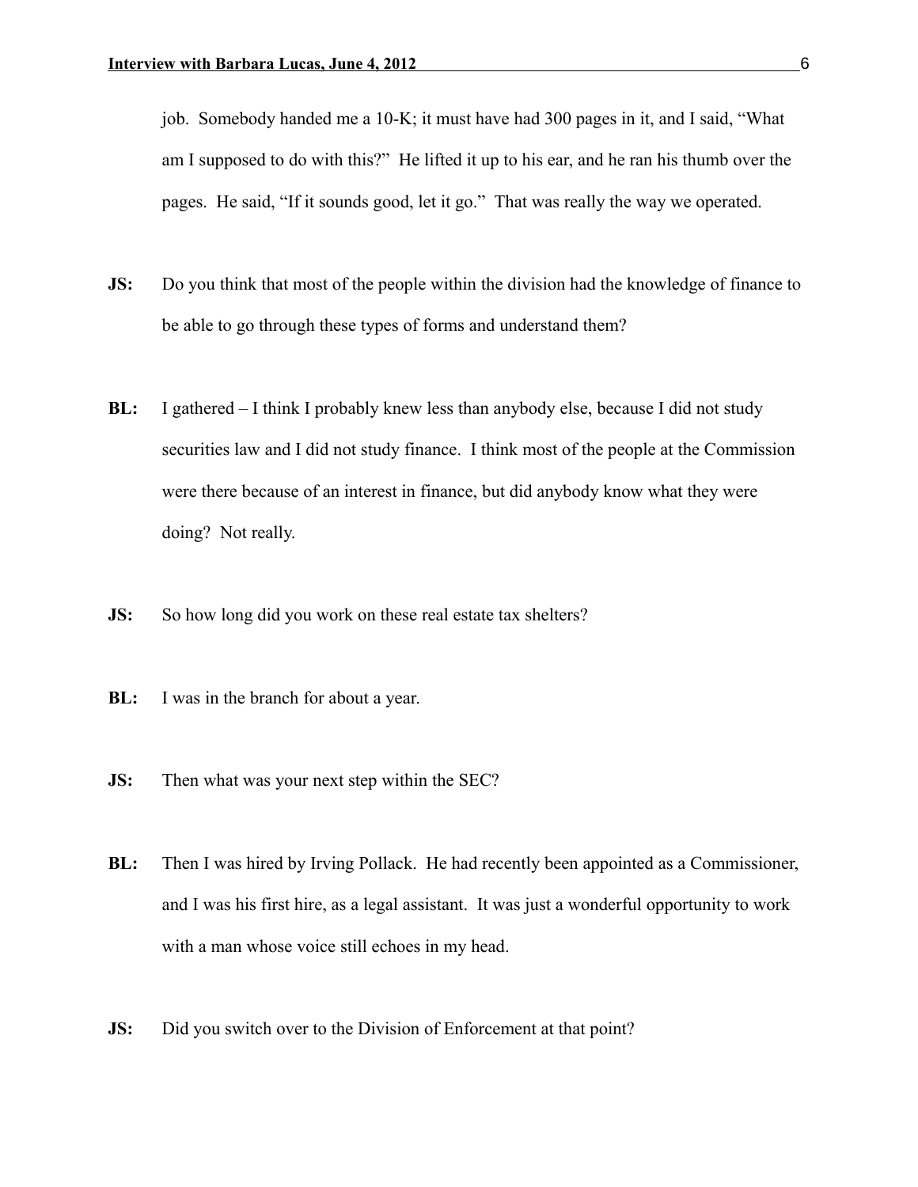job. Somebody handed me a 10-K; it must have had 300 pages in it, and I said, "What am I supposed to do with this?" He lifted it up to his ear, and he ran his thumb over the pages. He said, "If it sounds good, let it go." That was really the way we operated.

**JS:** Do you think that most of the people within the division had the knowledge of finance to be able to go through these types of forms and understand them?

**BL:** I gathered – I think I probably knew less than anybody else, because I did not study securities law and I did not study finance. I think most of the people at the Commission were there because of an interest in finance, but did anybody know what they were doing? Not really.

**JS:** So how long did you work on these real estate tax shelters?

**BL:** I was in the branch for about a year.

**JS:** Then what was your next step within the SEC?

**BL:** Then I was hired by Irving Pollack. He had recently been appointed as a Commissioner, and I was his first hire, as a legal assistant. It was just a wonderful opportunity to work with a man whose voice still echoes in my head.

**JS:** Did you switch over to the Division of Enforcement at that point?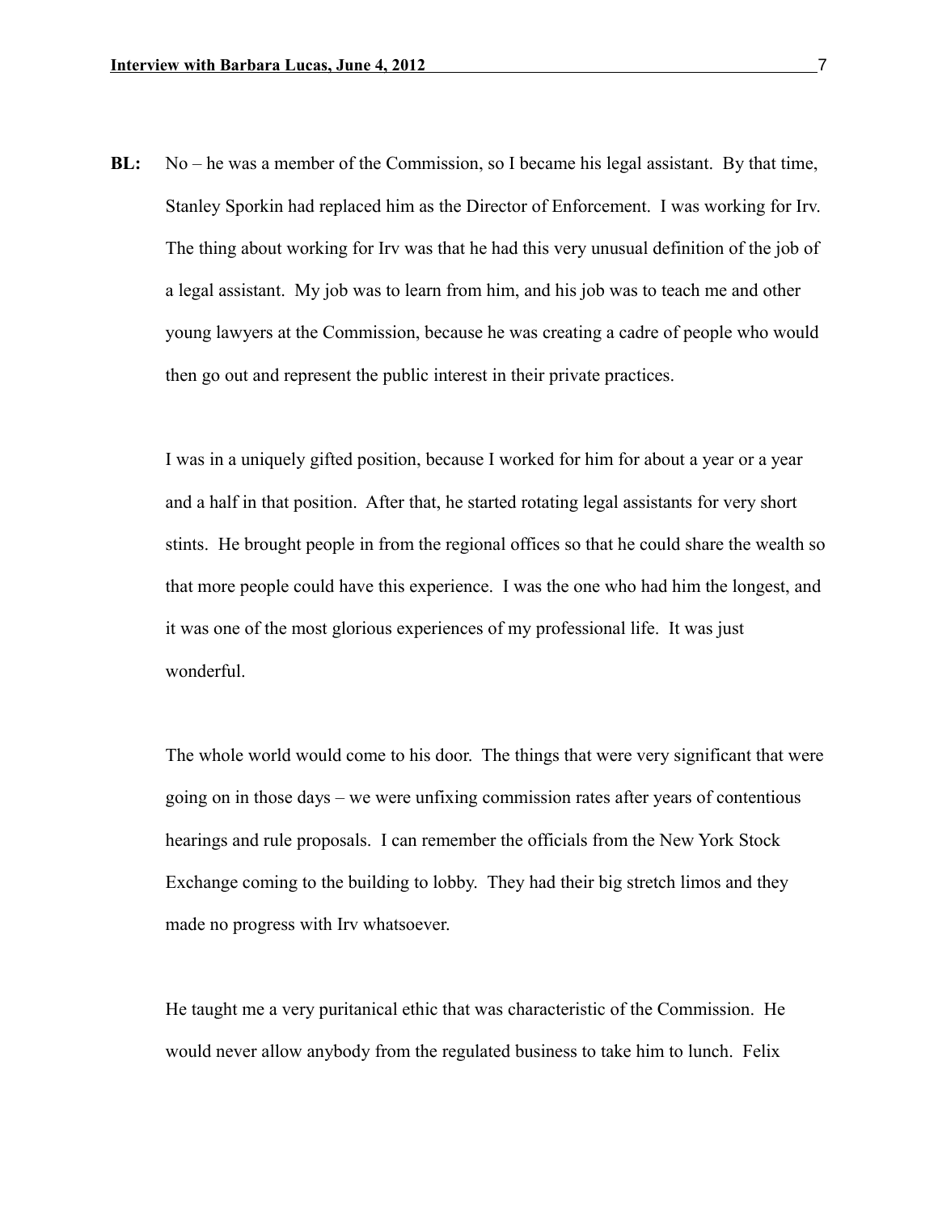**BL:** No – he was a member of the Commission, so I became his legal assistant. By that time, Stanley Sporkin had replaced him as the Director of Enforcement. I was working for Irv. The thing about working for Irv was that he had this very unusual definition of the job of a legal assistant. My job was to learn from him, and his job was to teach me and other young lawyers at the Commission, because he was creating a cadre of people who would then go out and represent the public interest in their private practices.

I was in a uniquely gifted position, because I worked for him for about a year or a year and a half in that position. After that, he started rotating legal assistants for very short stints. He brought people in from the regional offices so that he could share the wealth so that more people could have this experience. I was the one who had him the longest, and it was one of the most glorious experiences of my professional life. It was just wonderful.

The whole world would come to his door. The things that were very significant that were going on in those days – we were unfixing commission rates after years of contentious hearings and rule proposals. I can remember the officials from the New York Stock Exchange coming to the building to lobby. They had their big stretch limos and they made no progress with Irv whatsoever.

He taught me a very puritanical ethic that was characteristic of the Commission. He would never allow anybody from the regulated business to take him to lunch. Felix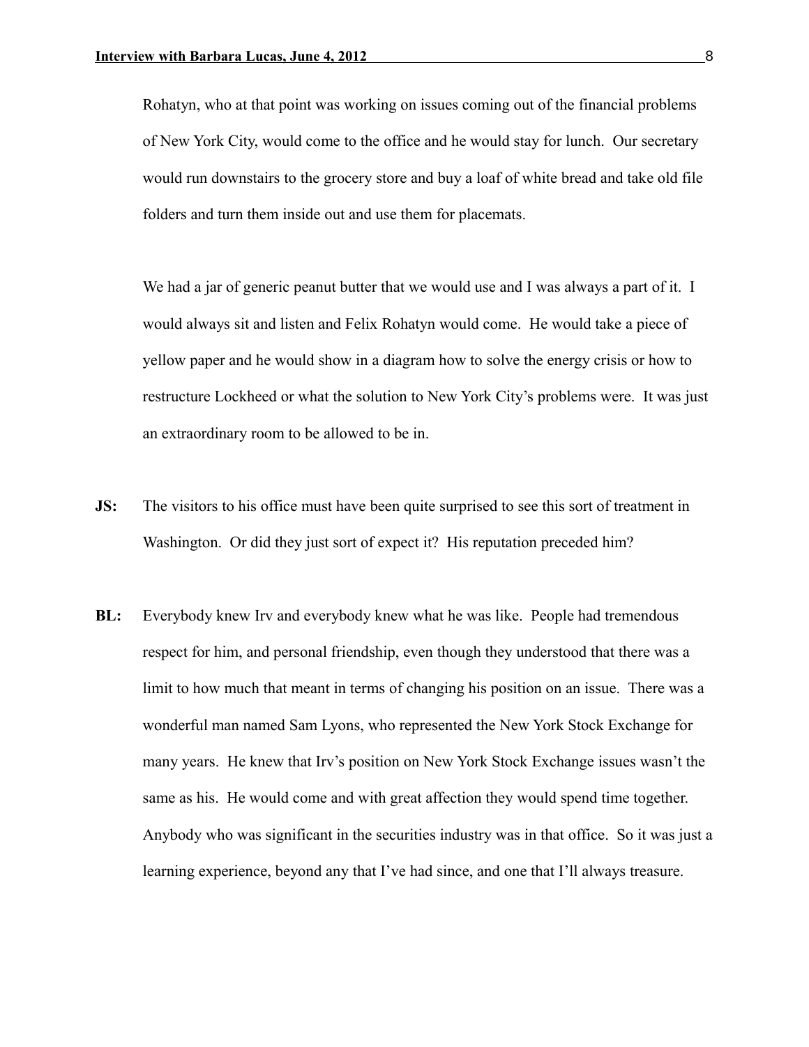Rohatyn, who at that point was working on issues coming out of the financial problems of New York City, would come to the office and he would stay for lunch. Our secretary would run downstairs to the grocery store and buy a loaf of white bread and take old file folders and turn them inside out and use them for placemats.

We had a jar of generic peanut butter that we would use and I was always a part of it. I would always sit and listen and Felix Rohatyn would come. He would take a piece of yellow paper and he would show in a diagram how to solve the energy crisis or how to restructure Lockheed or what the solution to New York City's problems were. It was just an extraordinary room to be allowed to be in.

**JS:** The visitors to his office must have been quite surprised to see this sort of treatment in Washington. Or did they just sort of expect it? His reputation preceded him?

**BL:** Everybody knew Irv and everybody knew what he was like. People had tremendous respect for him, and personal friendship, even though they understood that there was a limit to how much that meant in terms of changing his position on an issue. There was a wonderful man named Sam Lyons, who represented the New York Stock Exchange for many years. He knew that Irv's position on New York Stock Exchange issues wasn't the same as his. He would come and with great affection they would spend time together. Anybody who was significant in the securities industry was in that office. So it was just a learning experience, beyond any that I've had since, and one that I'll always treasure.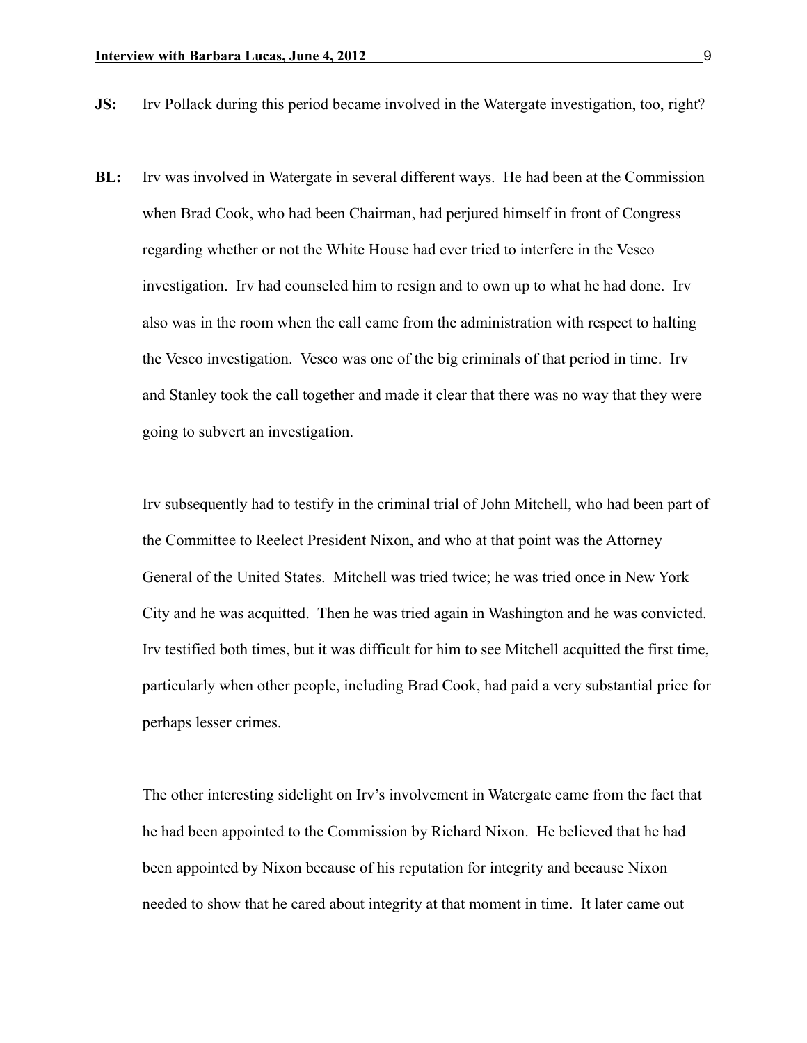**JS:** Irv Pollack during this period became involved in the Watergate investigation, too, right?

**BL:** Irv was involved in Watergate in several different ways. He had been at the Commission when Brad Cook, who had been Chairman, had perjured himself in front of Congress regarding whether or not the White House had ever tried to interfere in the Vesco investigation. Irv had counseled him to resign and to own up to what he had done. Irv also was in the room when the call came from the administration with respect to halting the Vesco investigation. Vesco was one of the big criminals of that period in time. Irv and Stanley took the call together and made it clear that there was no way that they were going to subvert an investigation.

Irv subsequently had to testify in the criminal trial of John Mitchell, who had been part of the Committee to Reelect President Nixon, and who at that point was the Attorney General of the United States. Mitchell was tried twice; he was tried once in New York City and he was acquitted. Then he was tried again in Washington and he was convicted. Irv testified both times, but it was difficult for him to see Mitchell acquitted the first time, particularly when other people, including Brad Cook, had paid a very substantial price for perhaps lesser crimes.

The other interesting sidelight on Irv's involvement in Watergate came from the fact that he had been appointed to the Commission by Richard Nixon. He believed that he had been appointed by Nixon because of his reputation for integrity and because Nixon needed to show that he cared about integrity at that moment in time. It later came out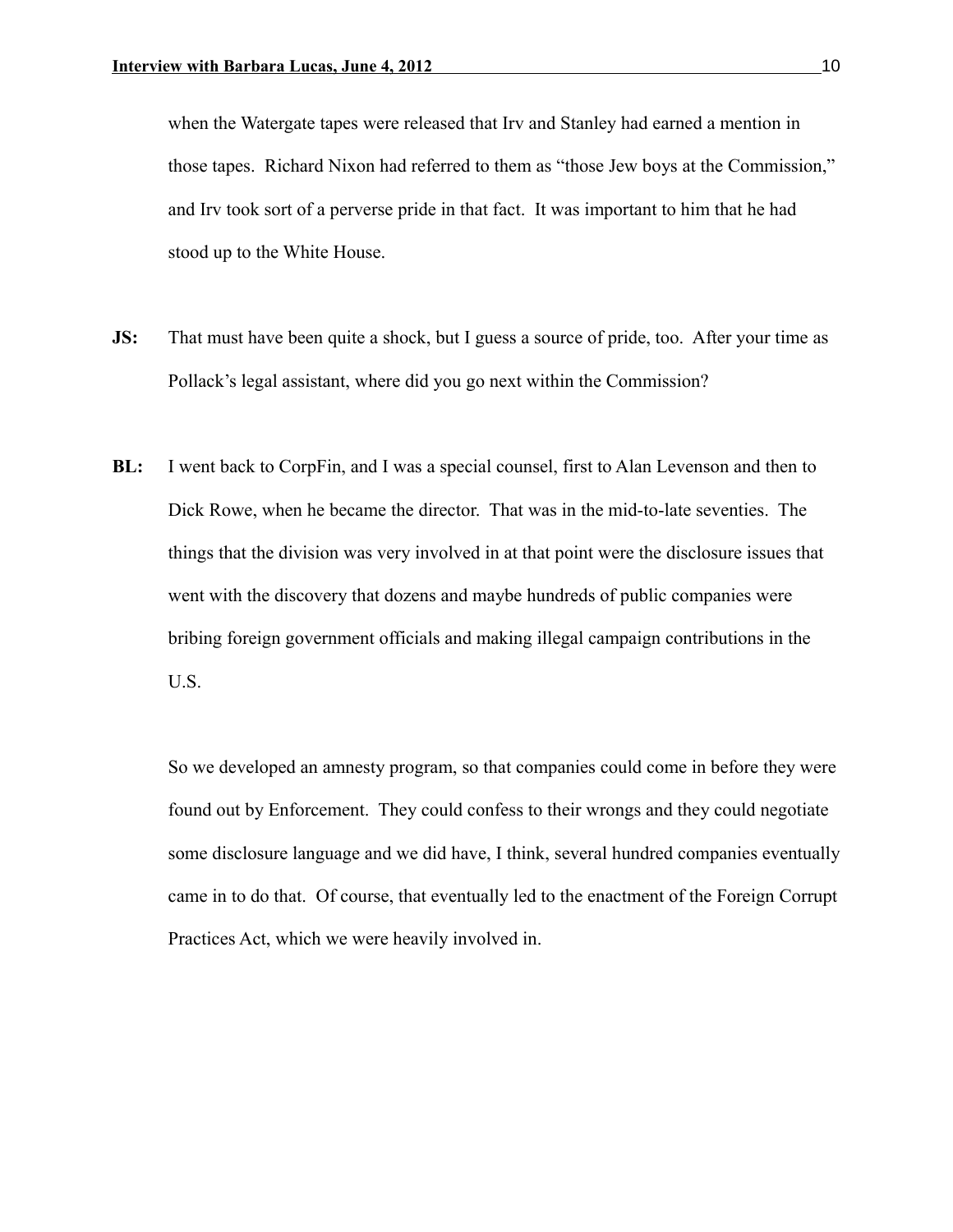when the Watergate tapes were released that Irv and Stanley had earned a mention in those tapes. Richard Nixon had referred to them as "those Jew boys at the Commission," and Irv took sort of a perverse pride in that fact. It was important to him that he had stood up to the White House.

**JS:** That must have been quite a shock, but I guess a source of pride, too. After your time as Pollack's legal assistant, where did you go next within the Commission?

**BL:** I went back to CorpFin, and I was a special counsel, first to Alan Levenson and then to Dick Rowe, when he became the director. That was in the mid-to-late seventies. The things that the division was very involved in at that point were the disclosure issues that went with the discovery that dozens and maybe hundreds of public companies were bribing foreign government officials and making illegal campaign contributions in the U.S.

So we developed an amnesty program, so that companies could come in before they were found out by Enforcement. They could confess to their wrongs and they could negotiate some disclosure language and we did have, I think, several hundred companies eventually came in to do that. Of course, that eventually led to the enactment of the Foreign Corrupt Practices Act, which we were heavily involved in.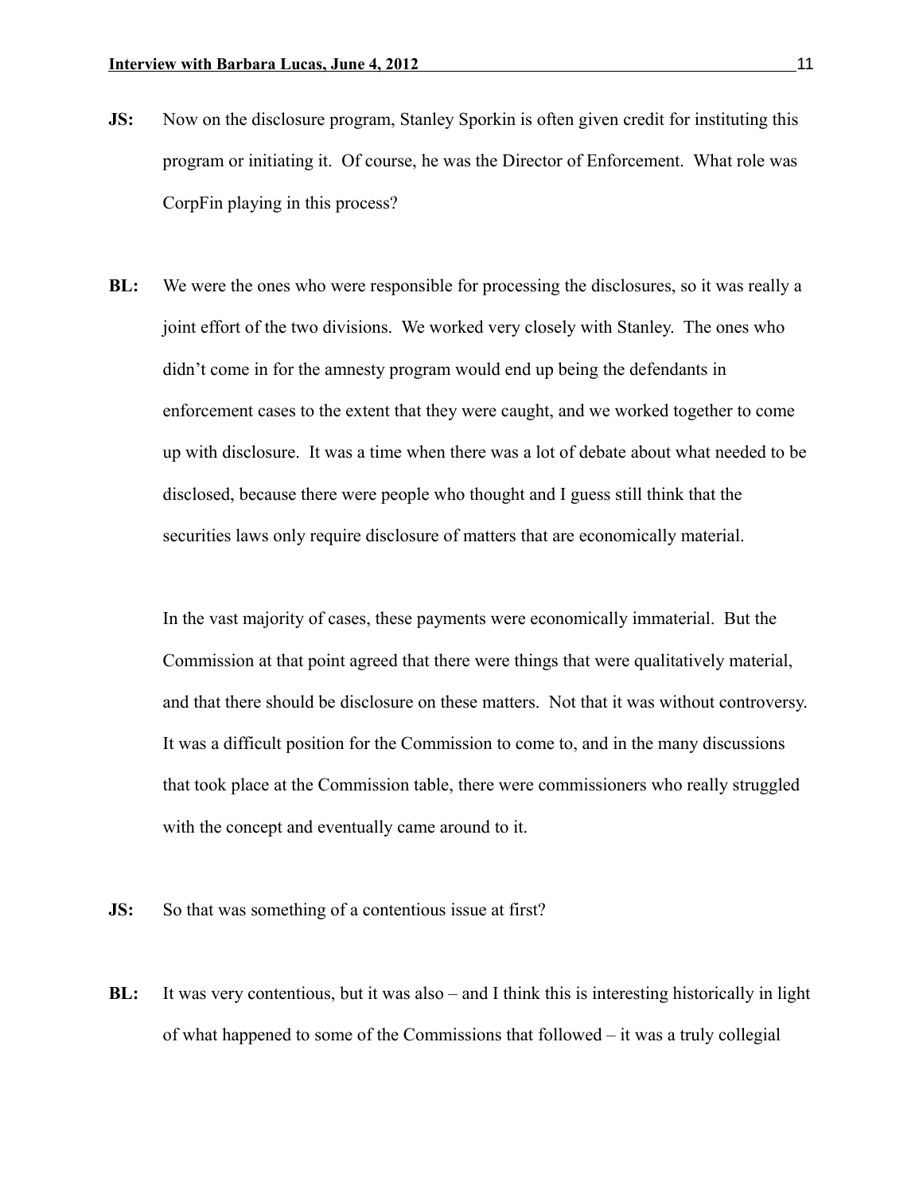**JS:** Now on the disclosure program, Stanley Sporkin is often given credit for instituting this program or initiating it. Of course, he was the Director of Enforcement. What role was CorpFin playing in this process?

**BL:** We were the ones who were responsible for processing the disclosures, so it was really a joint effort of the two divisions. We worked very closely with Stanley. The ones who didn't come in for the amnesty program would end up being the defendants in enforcement cases to the extent that they were caught, and we worked together to come up with disclosure. It was a time when there was a lot of debate about what needed to be disclosed, because there were people who thought and I guess still think that the securities laws only require disclosure of matters that are economically material.

In the vast majority of cases, these payments were economically immaterial. But the Commission at that point agreed that there were things that were qualitatively material, and that there should be disclosure on these matters. Not that it was without controversy. It was a difficult position for the Commission to come to, and in the many discussions that took place at the Commission table, there were commissioners who really struggled with the concept and eventually came around to it.

**JS:** So that was something of a contentious issue at first?

**BL:** It was very contentious, but it was also – and I think this is interesting historically in light of what happened to some of the Commissions that followed – it was a truly collegial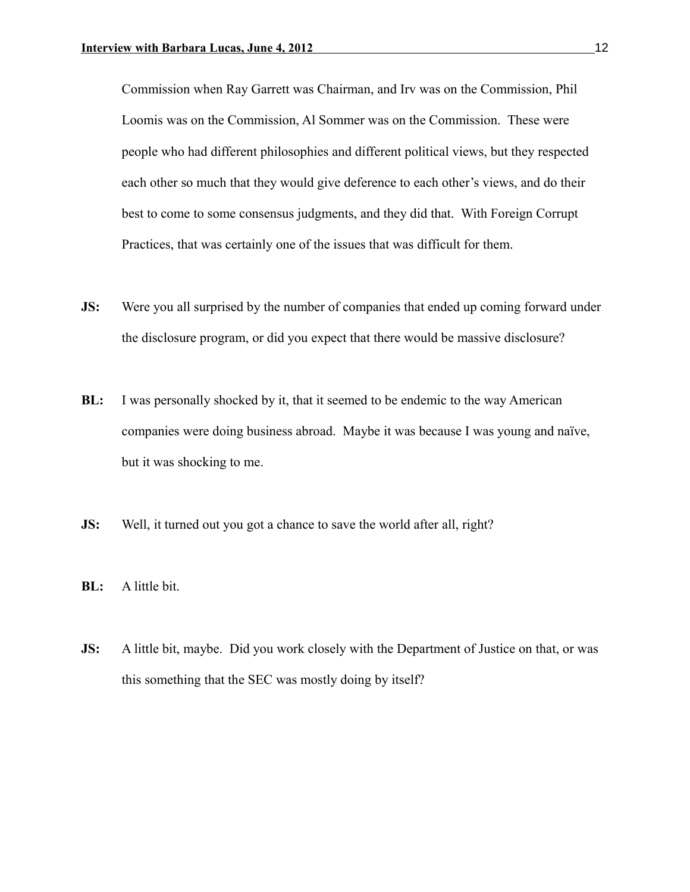Commission when Ray Garrett was Chairman, and Irv was on the Commission, Phil Loomis was on the Commission, Al Sommer was on the Commission. These were people who had different philosophies and different political views, but they respected each other so much that they would give deference to each other's views, and do their best to come to some consensus judgments, and they did that. With Foreign Corrupt Practices, that was certainly one of the issues that was difficult for them.

**JS:** Were you all surprised by the number of companies that ended up coming forward under the disclosure program, or did you expect that there would be massive disclosure?

**BL:** I was personally shocked by it, that it seemed to be endemic to the way American companies were doing business abroad. Maybe it was because I was young and naïve, but it was shocking to me.

**JS:** Well, it turned out you got a chance to save the world after all, right?

**BL:** A little bit.

**JS:** A little bit, maybe. Did you work closely with the Department of Justice on that, or was this something that the SEC was mostly doing by itself?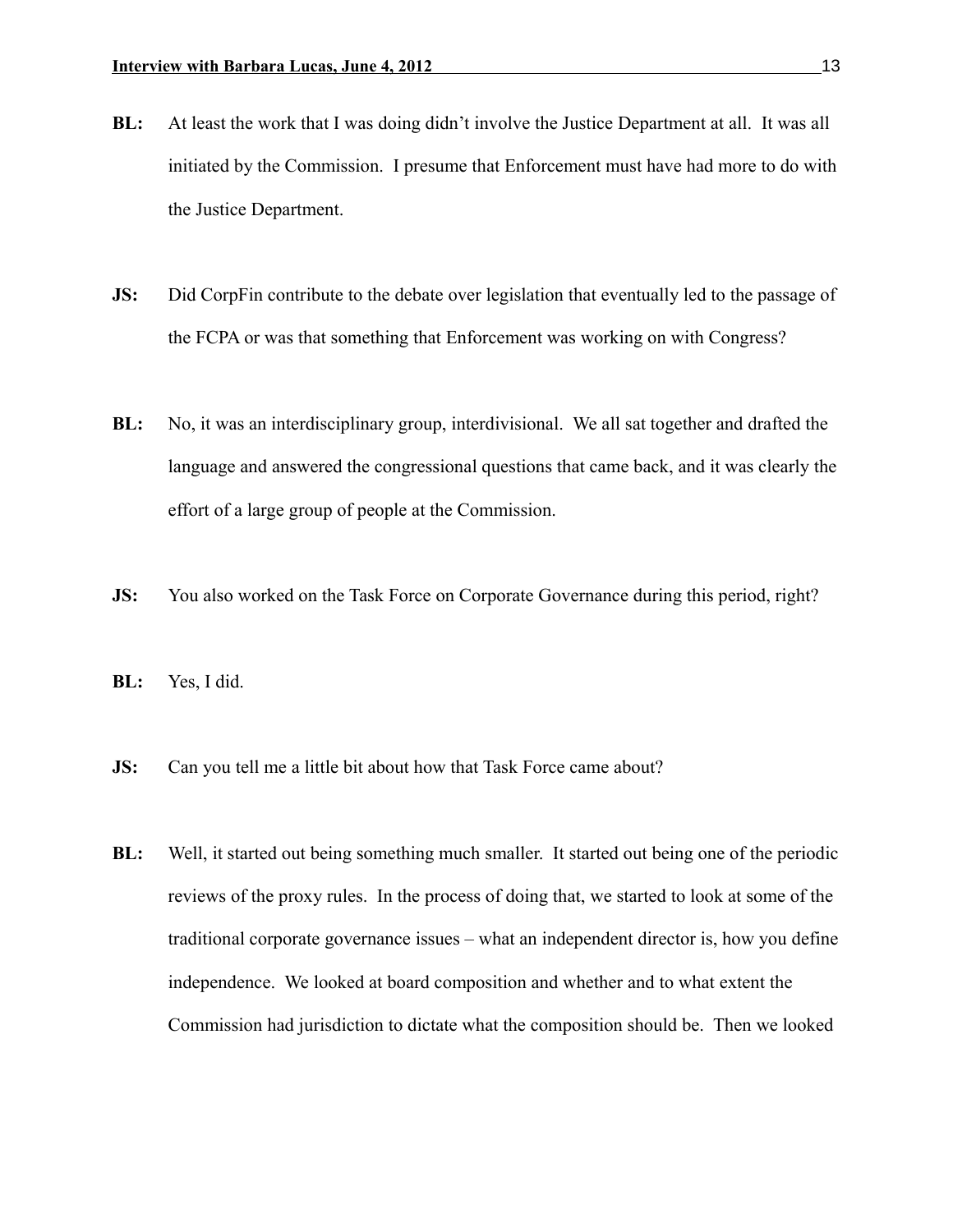**BL:** At least the work that I was doing didn't involve the Justice Department at all. It was all initiated by the Commission. I presume that Enforcement must have had more to do with the Justice Department.

**JS:** Did CorpFin contribute to the debate over legislation that eventually led to the passage of the FCPA or was that something that Enforcement was working on with Congress?

**BL:** No, it was an interdisciplinary group, interdivisional. We all sat together and drafted the language and answered the congressional questions that came back, and it was clearly the effort of a large group of people at the Commission.

**JS:** You also worked on the Task Force on Corporate Governance during this period, right?

**BL:** Yes, I did.

**JS:** Can you tell me a little bit about how that Task Force came about?

**BL:** Well, it started out being something much smaller. It started out being one of the periodic reviews of the proxy rules. In the process of doing that, we started to look at some of the traditional corporate governance issues – what an independent director is, how you define independence. We looked at board composition and whether and to what extent the Commission had jurisdiction to dictate what the composition should be. Then we looked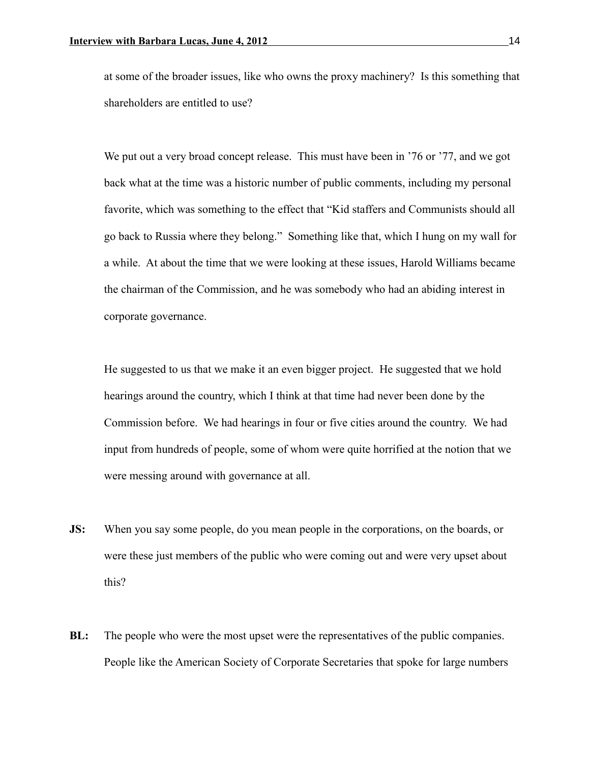at some of the broader issues, like who owns the proxy machinery? Is this something that shareholders are entitled to use?

We put out a very broad concept release. This must have been in ’76 or ’77, and we got back what at the time was a historic number of public comments, including my personal favorite, which was something to the effect that “Kid staffers and Communists should all go back to Russia where they belong.” Something like that, which I hung on my wall for a while. At about the time that we were looking at these issues, Harold Williams became the chairman of the Commission, and he was somebody who had an abiding interest in corporate governance.

He suggested to us that we make it an even bigger project. He suggested that we hold hearings around the country, which I think at that time had never been done by the Commission before. We had hearings in four or five cities around the country. We had input from hundreds of people, some of whom were quite horrified at the notion that we were messing around with governance at all.

**JS:** When you say some people, do you mean people in the corporations, on the boards, or were these just members of the public who were coming out and were very upset about this?

**BL:** The people who were the most upset were the representatives of the public companies. People like the American Society of Corporate Secretaries that spoke for large numbers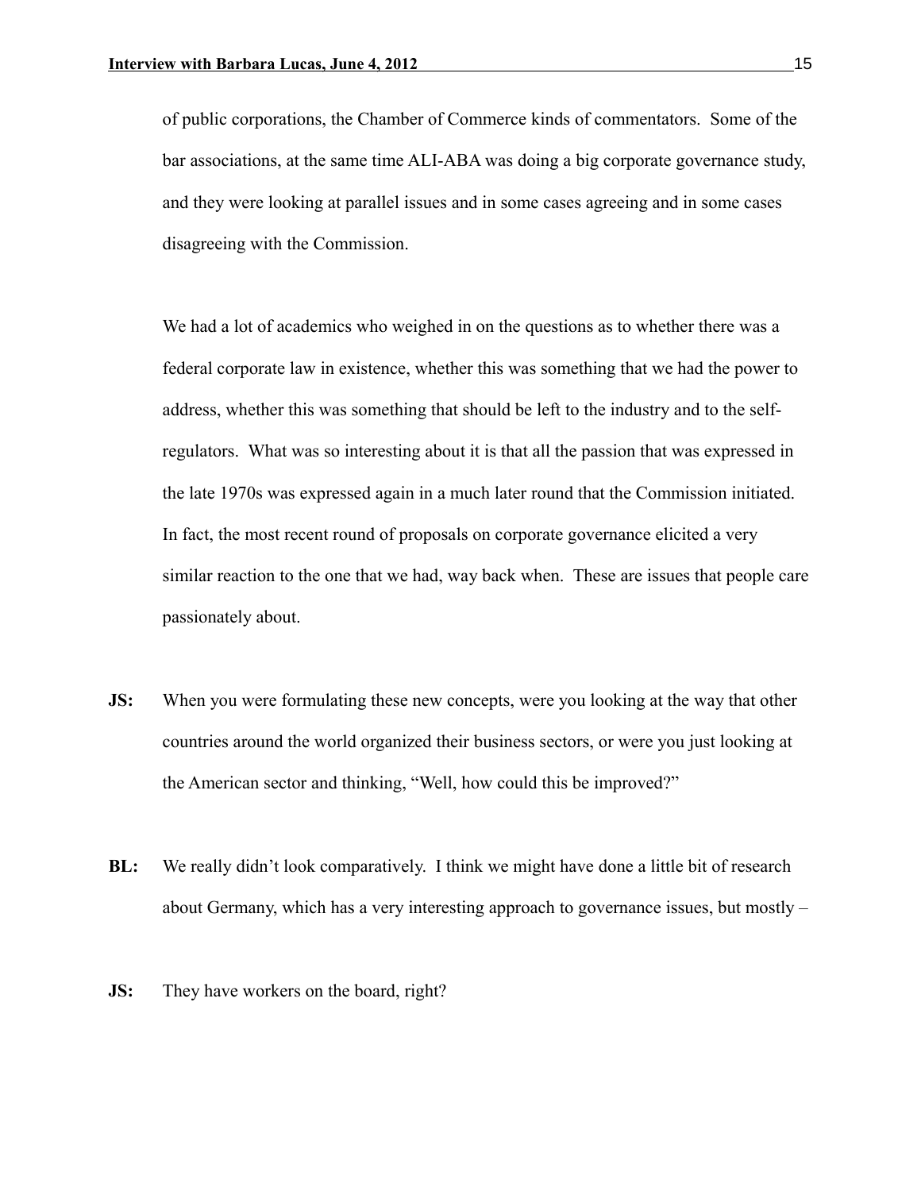of public corporations, the Chamber of Commerce kinds of commentators. Some of the bar associations, at the same time ALI-ABA was doing a big corporate governance study, and they were looking at parallel issues and in some cases agreeing and in some cases disagreeing with the Commission.

We had a lot of academics who weighed in on the questions as to whether there was a federal corporate law in existence, whether this was something that we had the power to address, whether this was something that should be left to the industry and to the self-regulators. What was so interesting about it is that all the passion that was expressed in the late 1970s was expressed again in a much later round that the Commission initiated. In fact, the most recent round of proposals on corporate governance elicited a very similar reaction to the one that we had, way back when. These are issues that people care passionately about.

**JS:** When you were formulating these new concepts, were you looking at the way that other countries around the world organized their business sectors, or were you just looking at the American sector and thinking, "Well, how could this be improved?"

**BL:** We really didn't look comparatively. I think we might have done a little bit of research about Germany, which has a very interesting approach to governance issues, but mostly –

**JS:** They have workers on the board, right?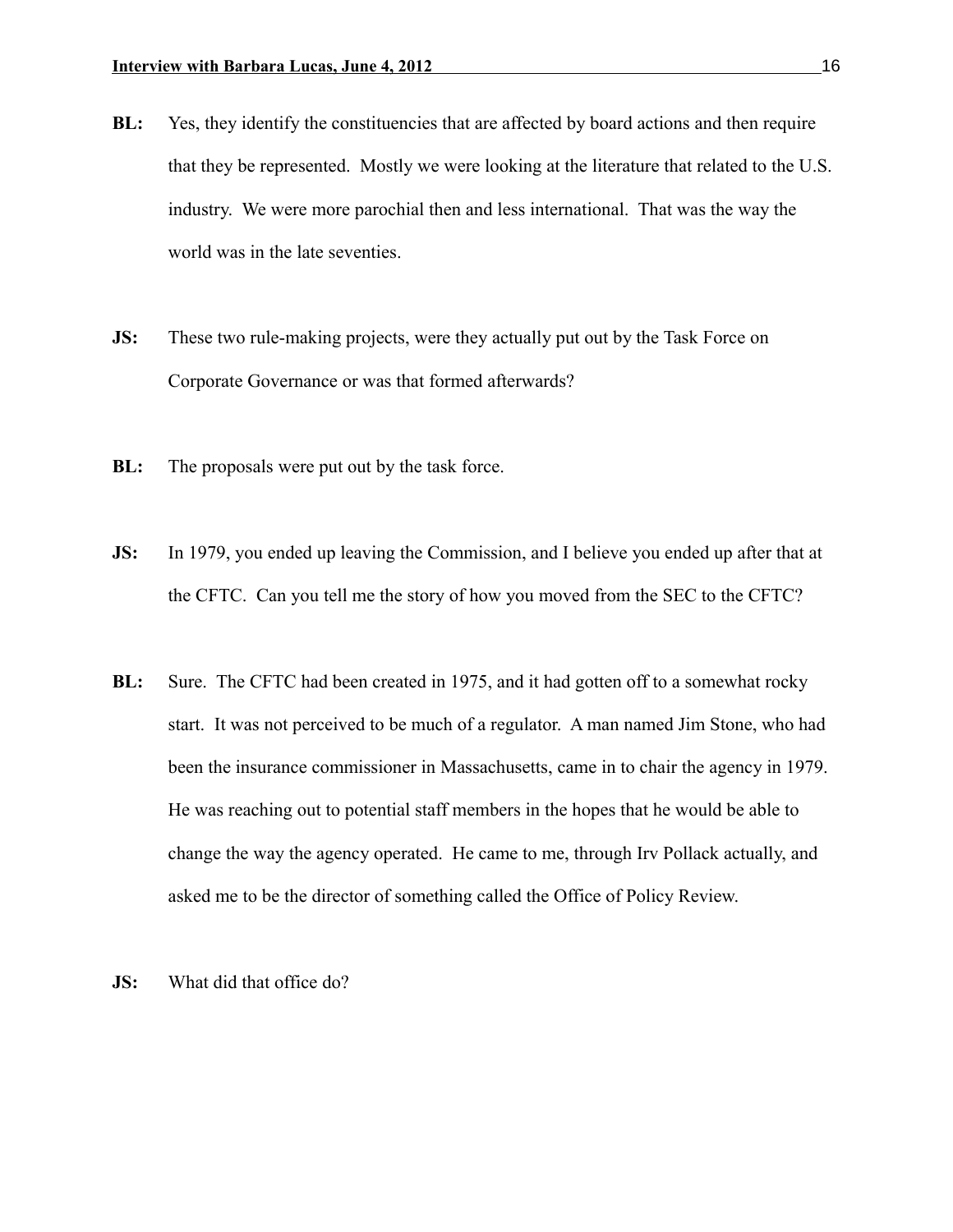**BL:** Yes, they identify the constituencies that are affected by board actions and then require that they be represented. Mostly we were looking at the literature that related to the U.S. industry. We were more parochial then and less international. That was the way the world was in the late seventies.

**JS:** These two rule-making projects, were they actually put out by the Task Force on Corporate Governance or was that formed afterwards?

**BL:** The proposals were put out by the task force.

**JS:** In 1979, you ended up leaving the Commission, and I believe you ended up after that at the CFTC. Can you tell me the story of how you moved from the SEC to the CFTC?

**BL:** Sure. The CFTC had been created in 1975, and it had gotten off to a somewhat rocky start. It was not perceived to be much of a regulator. A man named Jim Stone, who had been the insurance commissioner in Massachusetts, came in to chair the agency in 1979. He was reaching out to potential staff members in the hopes that he would be able to change the way the agency operated. He came to me, through Irv Pollack actually, and asked me to be the director of something called the Office of Policy Review.

**JS:** What did that office do?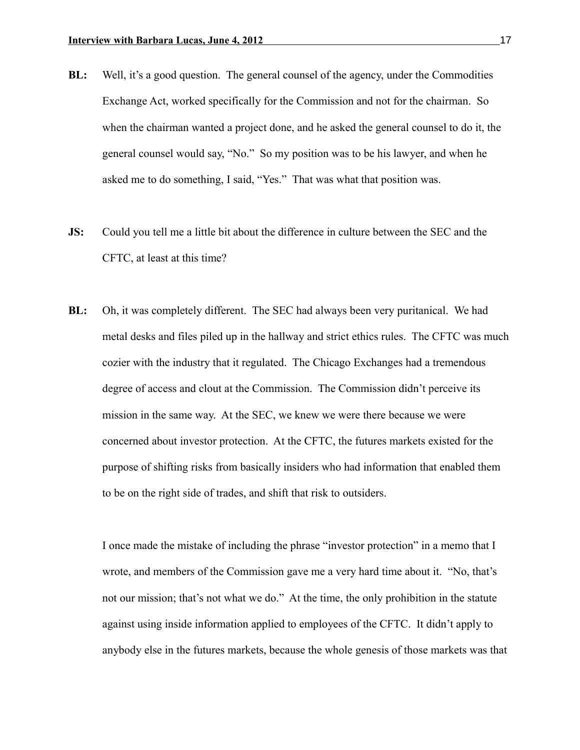**BL:** Well, it's a good question. The general counsel of the agency, under the Commodities Exchange Act, worked specifically for the Commission and not for the chairman. So when the chairman wanted a project done, and he asked the general counsel to do it, the general counsel would say, "No." So my position was to be his lawyer, and when he asked me to do something, I said, "Yes." That was what that position was.

**JS:** Could you tell me a little bit about the difference in culture between the SEC and the CFTC, at least at this time?

**BL:** Oh, it was completely different. The SEC had always been very puritanical. We had metal desks and files piled up in the hallway and strict ethics rules. The CFTC was much cozier with the industry that it regulated. The Chicago Exchanges had a tremendous degree of access and clout at the Commission. The Commission didn't perceive its mission in the same way. At the SEC, we knew we were there because we were concerned about investor protection. At the CFTC, the futures markets existed for the purpose of shifting risks from basically insiders who had information that enabled them to be on the right side of trades, and shift that risk to outsiders.

I once made the mistake of including the phrase "investor protection" in a memo that I wrote, and members of the Commission gave me a very hard time about it. "No, that's not our mission; that's not what we do." At the time, the only prohibition in the statute against using inside information applied to employees of the CFTC. It didn't apply to anybody else in the futures markets, because the whole genesis of those markets was that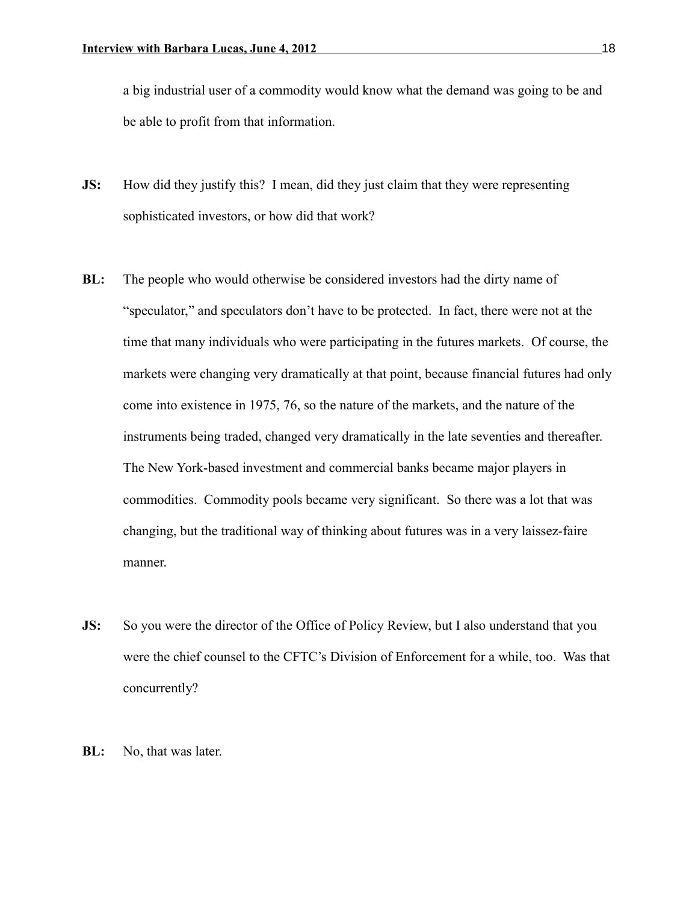a big industrial user of a commodity would know what the demand was going to be and be able to profit from that information.

**JS:** How did they justify this? I mean, did they just claim that they were representing sophisticated investors, or how did that work?

**BL:** The people who would otherwise be considered investors had the dirty name of "speculator," and speculators don't have to be protected. In fact, there were not at the time that many individuals who were participating in the futures markets. Of course, the markets were changing very dramatically at that point, because financial futures had only come into existence in 1975, 76, so the nature of the markets, and the nature of the instruments being traded, changed very dramatically in the late seventies and thereafter. The New York-based investment and commercial banks became major players in commodities. Commodity pools became very significant. So there was a lot that was changing, but the traditional way of thinking about futures was in a very laissez-faire manner.

**JS:** So you were the director of the Office of Policy Review, but I also understand that you were the chief counsel to the CFTC's Division of Enforcement for a while, too. Was that concurrently?

**BL:** No, that was later.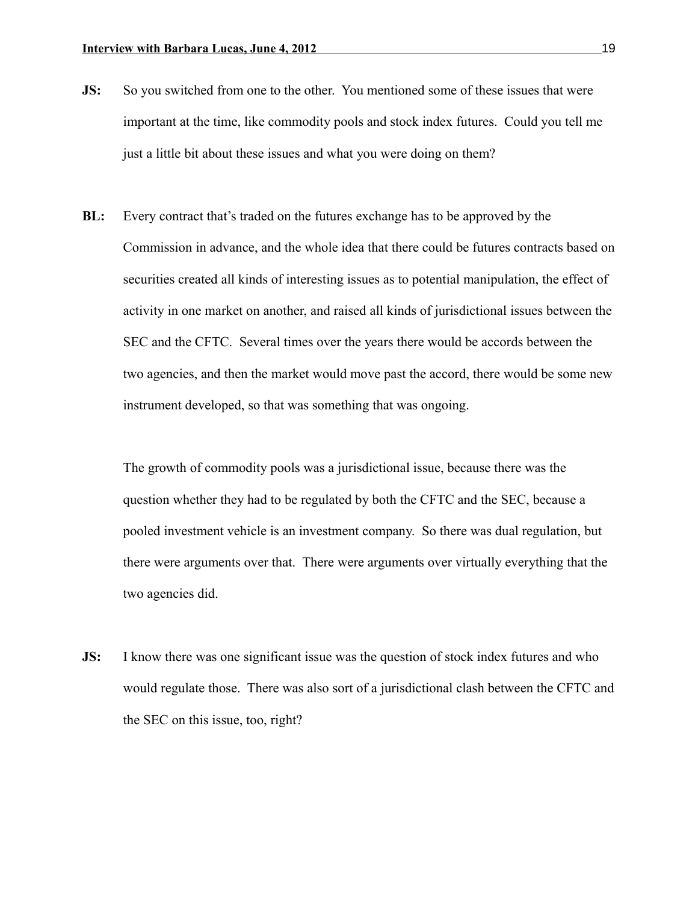**JS:** So you switched from one to the other. You mentioned some of these issues that were important at the time, like commodity pools and stock index futures. Could you tell me just a little bit about these issues and what you were doing on them?

**BL:** Every contract that's traded on the futures exchange has to be approved by the Commission in advance, and the whole idea that there could be futures contracts based on securities created all kinds of interesting issues as to potential manipulation, the effect of activity in one market on another, and raised all kinds of jurisdictional issues between the SEC and the CFTC. Several times over the years there would be accords between the two agencies, and then the market would move past the accord, there would be some new instrument developed, so that was something that was ongoing.

The growth of commodity pools was a jurisdictional issue, because there was the question whether they had to be regulated by both the CFTC and the SEC, because a pooled investment vehicle is an investment company. So there was dual regulation, but there were arguments over that. There were arguments over virtually everything that the two agencies did.

**JS:** I know there was one significant issue was the question of stock index futures and who would regulate those. There was also sort of a jurisdictional clash between the CFTC and the SEC on this issue, too, right?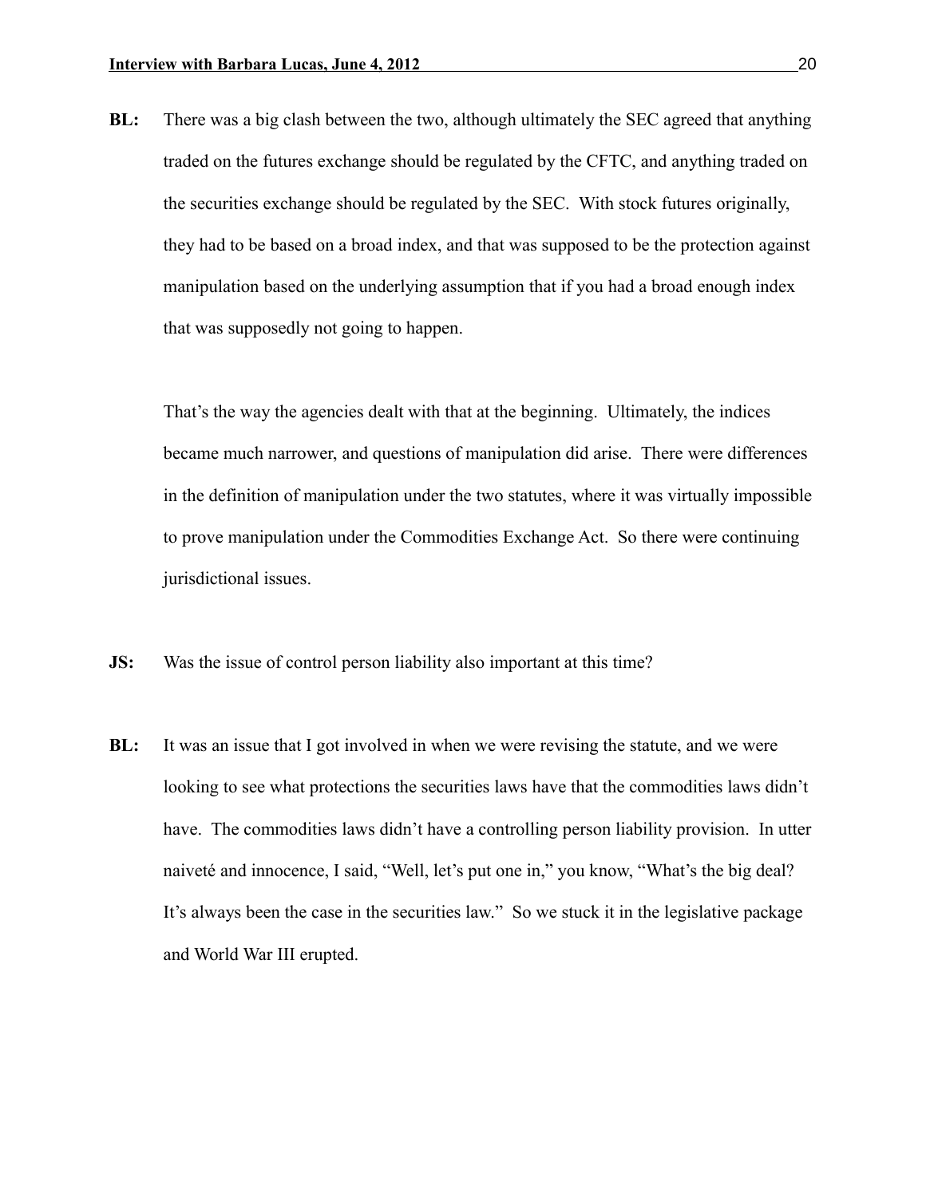**BL:** There was a big clash between the two, although ultimately the SEC agreed that anything traded on the futures exchange should be regulated by the CFTC, and anything traded on the securities exchange should be regulated by the SEC. With stock futures originally, they had to be based on a broad index, and that was supposed to be the protection against manipulation based on the underlying assumption that if you had a broad enough index that was supposedly not going to happen.

That's the way the agencies dealt with that at the beginning. Ultimately, the indices became much narrower, and questions of manipulation did arise. There were differences in the definition of manipulation under the two statutes, where it was virtually impossible to prove manipulation under the Commodities Exchange Act. So there were continuing jurisdictional issues.

**JS:** Was the issue of control person liability also important at this time?

**BL:** It was an issue that I got involved in when we were revising the statute, and we were looking to see what protections the securities laws have that the commodities laws didn't have. The commodities laws didn't have a controlling person liability provision. In utter naiveté and innocence, I said, "Well, let's put one in," you know, "What's the big deal? It's always been the case in the securities law." So we stuck it in the legislative package and World War III erupted.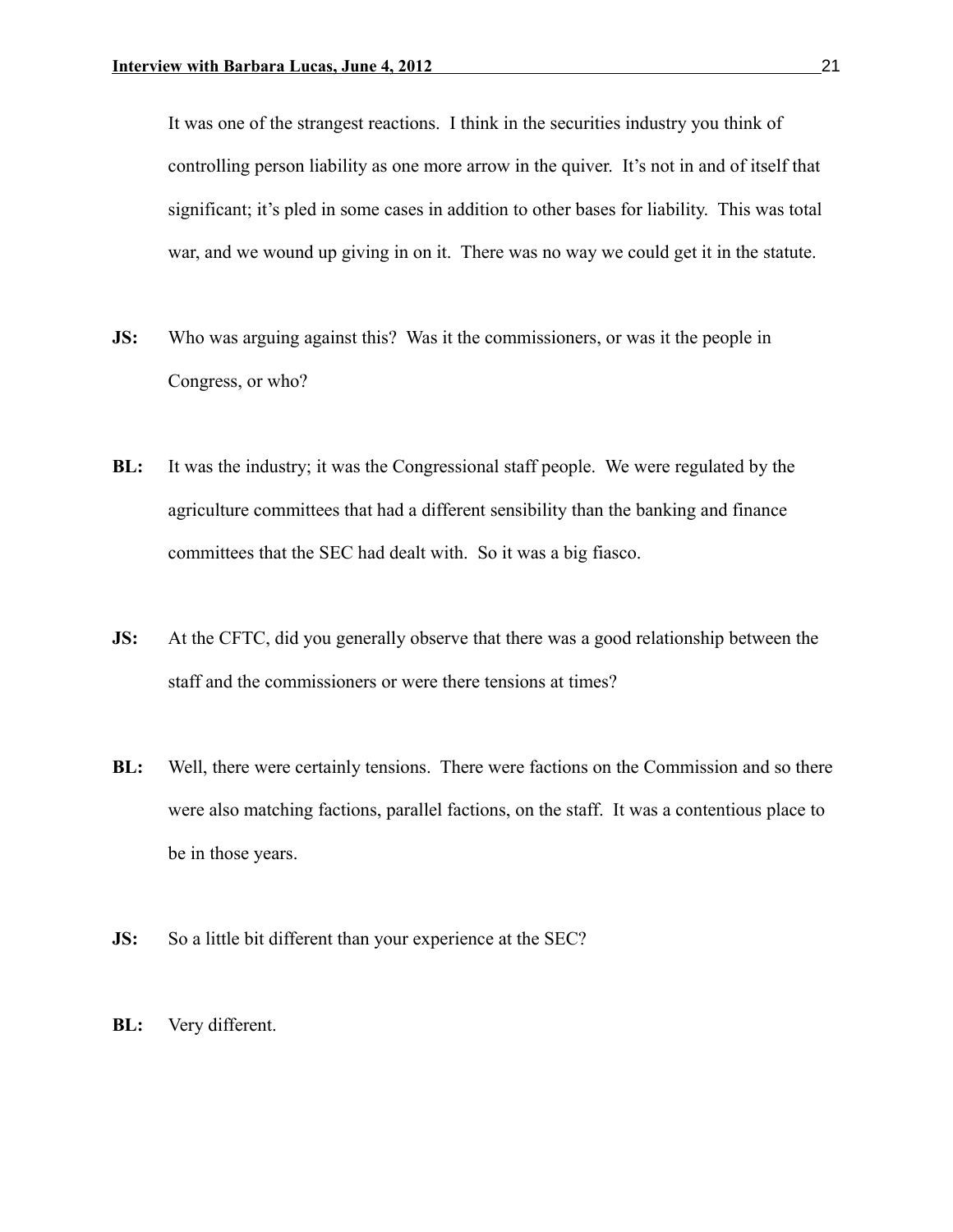It was one of the strangest reactions. I think in the securities industry you think of controlling person liability as one more arrow in the quiver. It's not in and of itself that significant; it's pled in some cases in addition to other bases for liability. This was total war, and we wound up giving in on it. There was no way we could get it in the statute.

**JS:** Who was arguing against this? Was it the commissioners, or was it the people in Congress, or who?

**BL:** It was the industry; it was the Congressional staff people. We were regulated by the agriculture committees that had a different sensibility than the banking and finance committees that the SEC had dealt with. So it was a big fiasco.

**JS:** At the CFTC, did you generally observe that there was a good relationship between the staff and the commissioners or were there tensions at times?

**BL:** Well, there were certainly tensions. There were factions on the Commission and so there were also matching factions, parallel factions, on the staff. It was a contentious place to be in those years.

**JS:** So a little bit different than your experience at the SEC?

**BL:** Very different.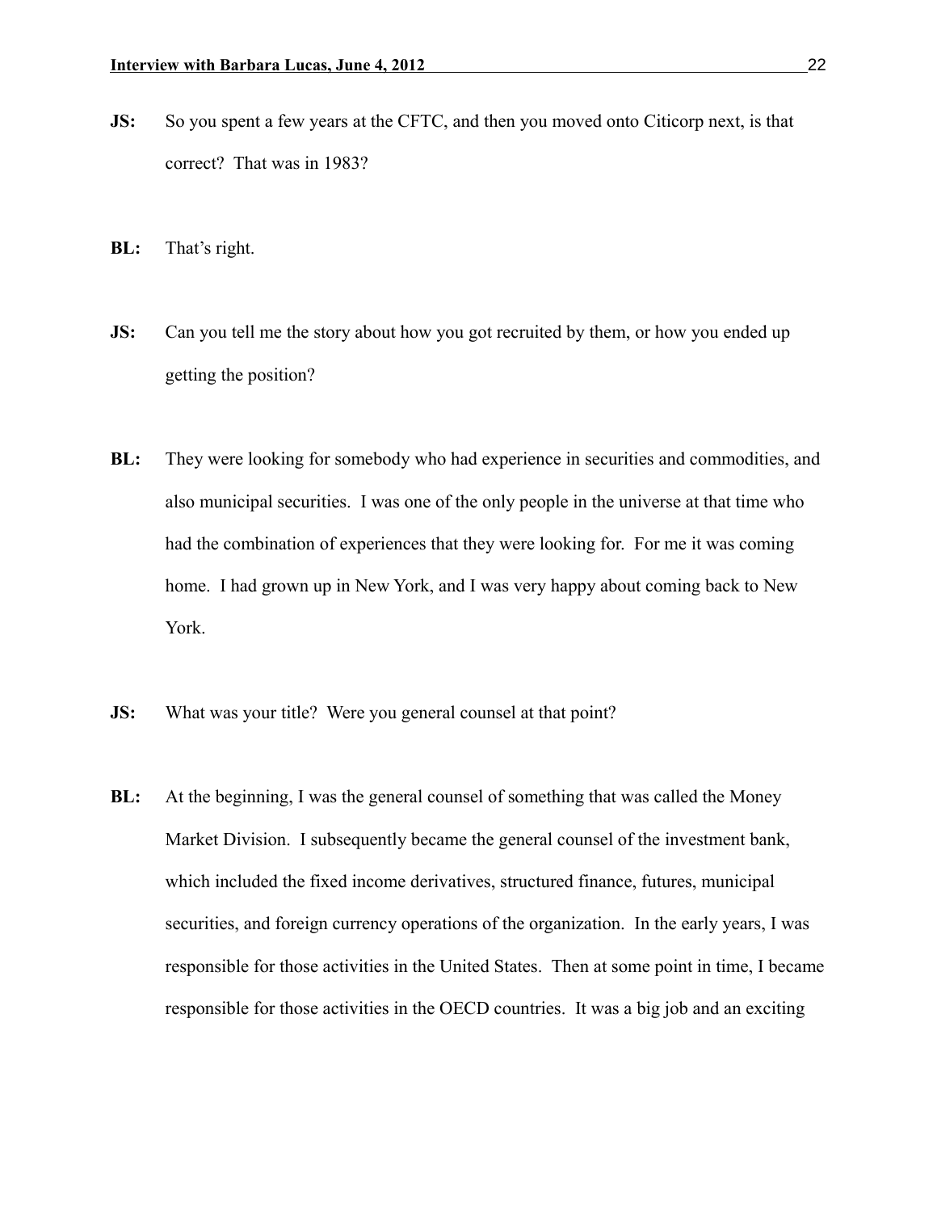**JS:** So you spent a few years at the CFTC, and then you moved onto Citicorp next, is that correct? That was in 1983?

**BL:** That's right.

**JS:** Can you tell me the story about how you got recruited by them, or how you ended up getting the position?

**BL:** They were looking for somebody who had experience in securities and commodities, and also municipal securities. I was one of the only people in the universe at that time who had the combination of experiences that they were looking for. For me it was coming home. I had grown up in New York, and I was very happy about coming back to New York.

**JS:** What was your title? Were you general counsel at that point?

**BL:** At the beginning, I was the general counsel of something that was called the Money Market Division. I subsequently became the general counsel of the investment bank, which included the fixed income derivatives, structured finance, futures, municipal securities, and foreign currency operations of the organization. In the early years, I was responsible for those activities in the United States. Then at some point in time, I became responsible for those activities in the OECD countries. It was a big job and an exciting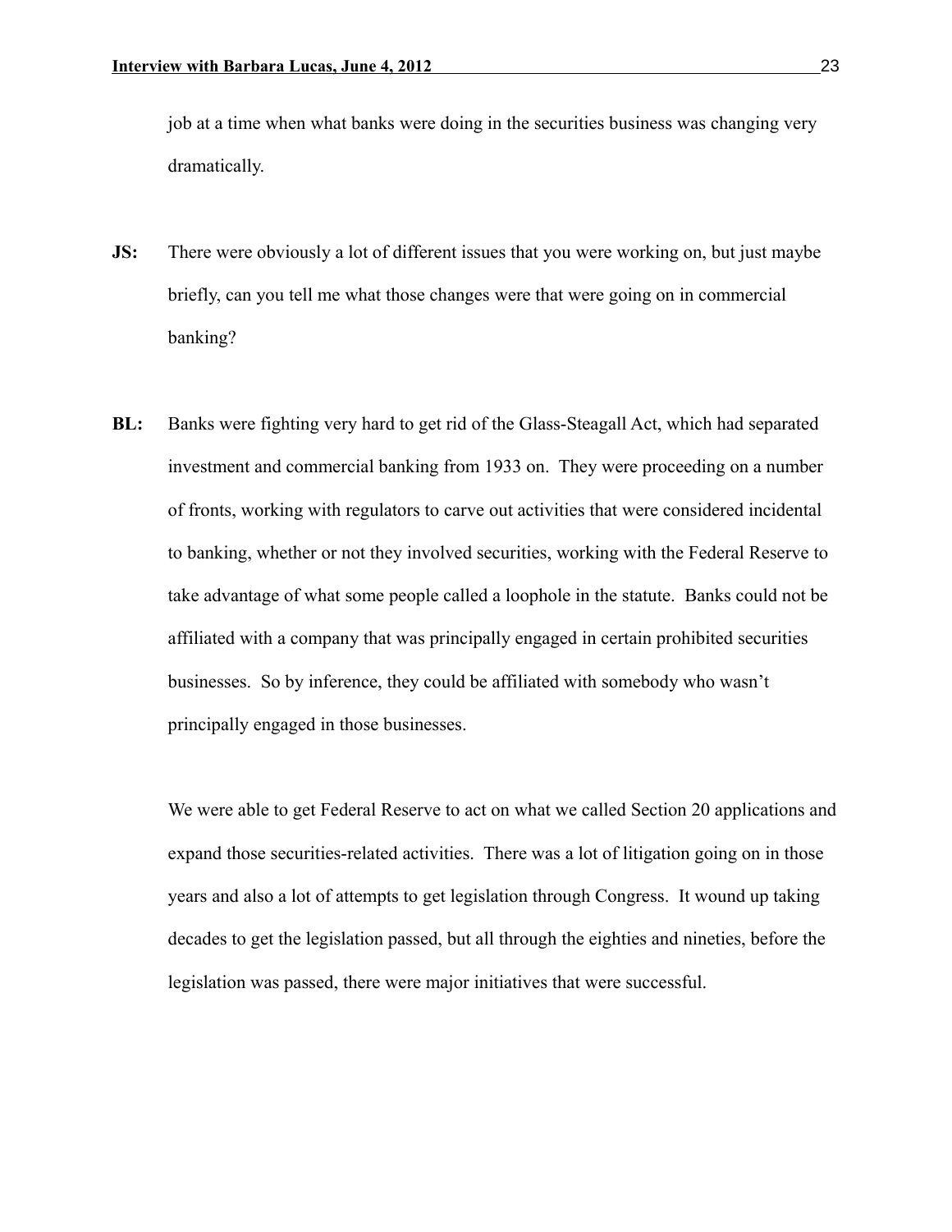job at a time when what banks were doing in the securities business was changing very dramatically.

**JS:** There were obviously a lot of different issues that you were working on, but just maybe briefly, can you tell me what those changes were that were going on in commercial banking?

**BL:** Banks were fighting very hard to get rid of the Glass-Steagall Act, which had separated investment and commercial banking from 1933 on. They were proceeding on a number of fronts, working with regulators to carve out activities that were considered incidental to banking, whether or not they involved securities, working with the Federal Reserve to take advantage of what some people called a loophole in the statute. Banks could not be affiliated with a company that was principally engaged in certain prohibited securities businesses. So by inference, they could be affiliated with somebody who wasn't principally engaged in those businesses.

We were able to get Federal Reserve to act on what we called Section 20 applications and expand those securities-related activities. There was a lot of litigation going on in those years and also a lot of attempts to get legislation through Congress. It wound up taking decades to get the legislation passed, but all through the eighties and nineties, before the legislation was passed, there were major initiatives that were successful.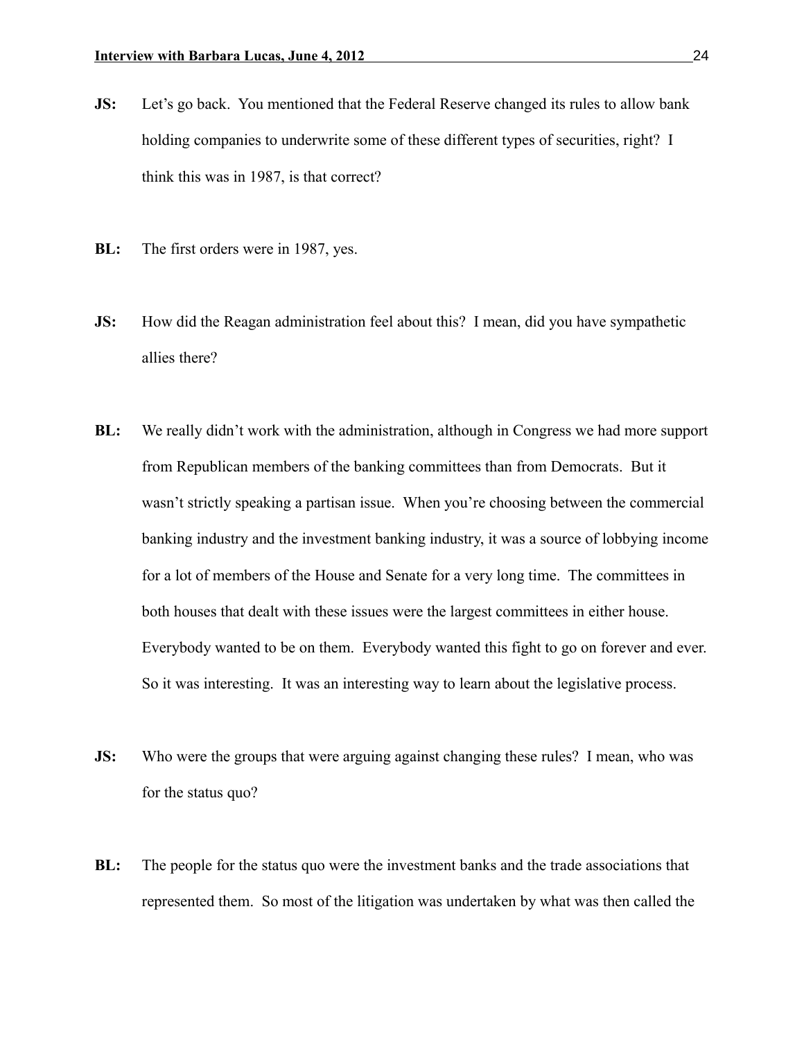**JS:** Let's go back. You mentioned that the Federal Reserve changed its rules to allow bank holding companies to underwrite some of these different types of securities, right? I think this was in 1987, is that correct?

**BL:** The first orders were in 1987, yes.

**JS:** How did the Reagan administration feel about this? I mean, did you have sympathetic allies there?

**BL:** We really didn't work with the administration, although in Congress we had more support from Republican members of the banking committees than from Democrats. But it wasn't strictly speaking a partisan issue. When you're choosing between the commercial banking industry and the investment banking industry, it was a source of lobbying income for a lot of members of the House and Senate for a very long time. The committees in both houses that dealt with these issues were the largest committees in either house. Everybody wanted to be on them. Everybody wanted this fight to go on forever and ever. So it was interesting. It was an interesting way to learn about the legislative process.

**JS:** Who were the groups that were arguing against changing these rules? I mean, who was for the status quo?

**BL:** The people for the status quo were the investment banks and the trade associations that represented them. So most of the litigation was undertaken by what was then called the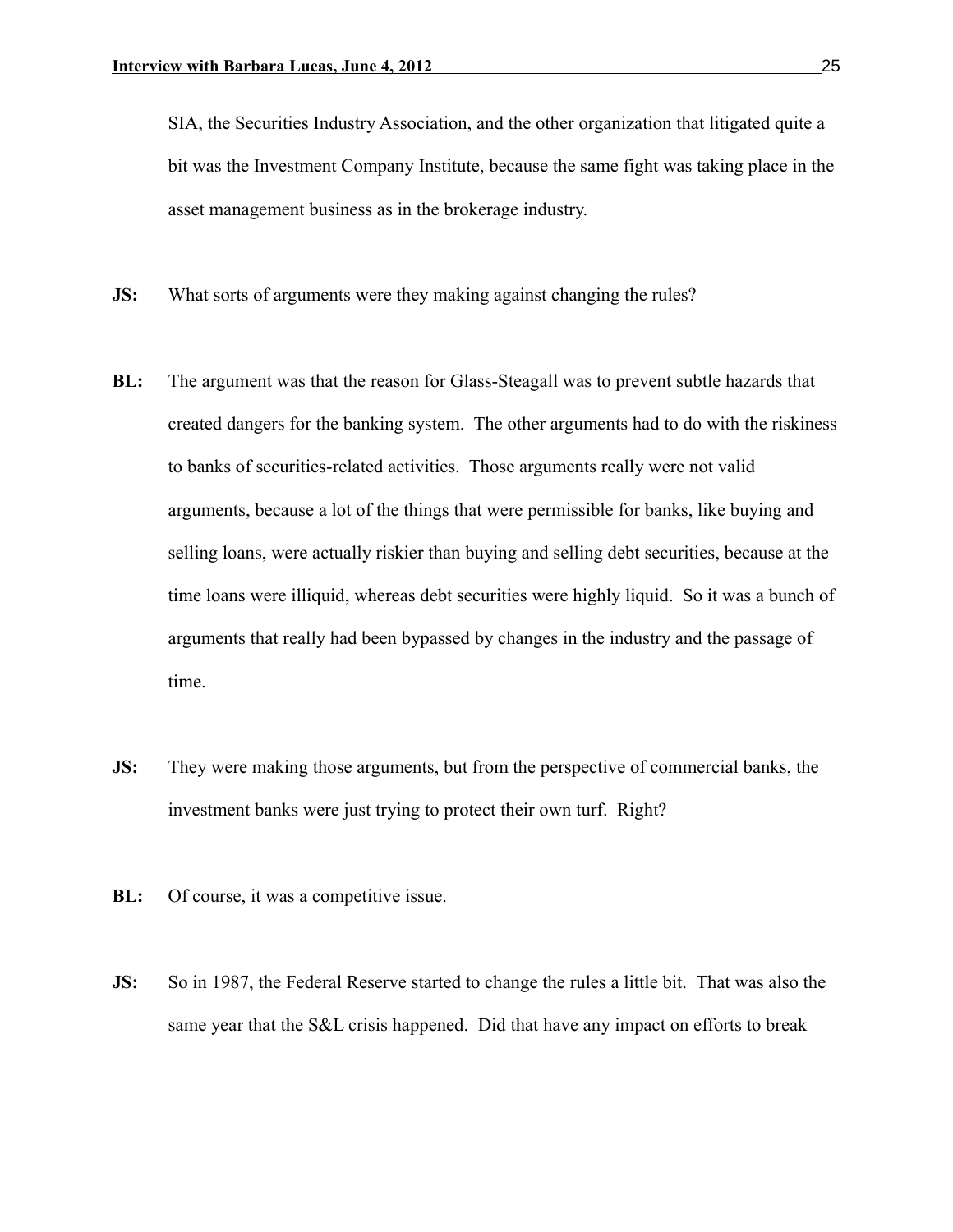SIA, the Securities Industry Association, and the other organization that litigated quite a bit was the Investment Company Institute, because the same fight was taking place in the asset management business as in the brokerage industry.

**JS:** What sorts of arguments were they making against changing the rules?

**BL:** The argument was that the reason for Glass-Steagall was to prevent subtle hazards that created dangers for the banking system. The other arguments had to do with the riskiness to banks of securities-related activities. Those arguments really were not valid arguments, because a lot of the things that were permissible for banks, like buying and selling loans, were actually riskier than buying and selling debt securities, because at the time loans were illiquid, whereas debt securities were highly liquid. So it was a bunch of arguments that really had been bypassed by changes in the industry and the passage of time.

**JS:** They were making those arguments, but from the perspective of commercial banks, the investment banks were just trying to protect their own turf. Right?

**BL:** Of course, it was a competitive issue.

**JS:** So in 1987, the Federal Reserve started to change the rules a little bit. That was also the same year that the S&L crisis happened. Did that have any impact on efforts to break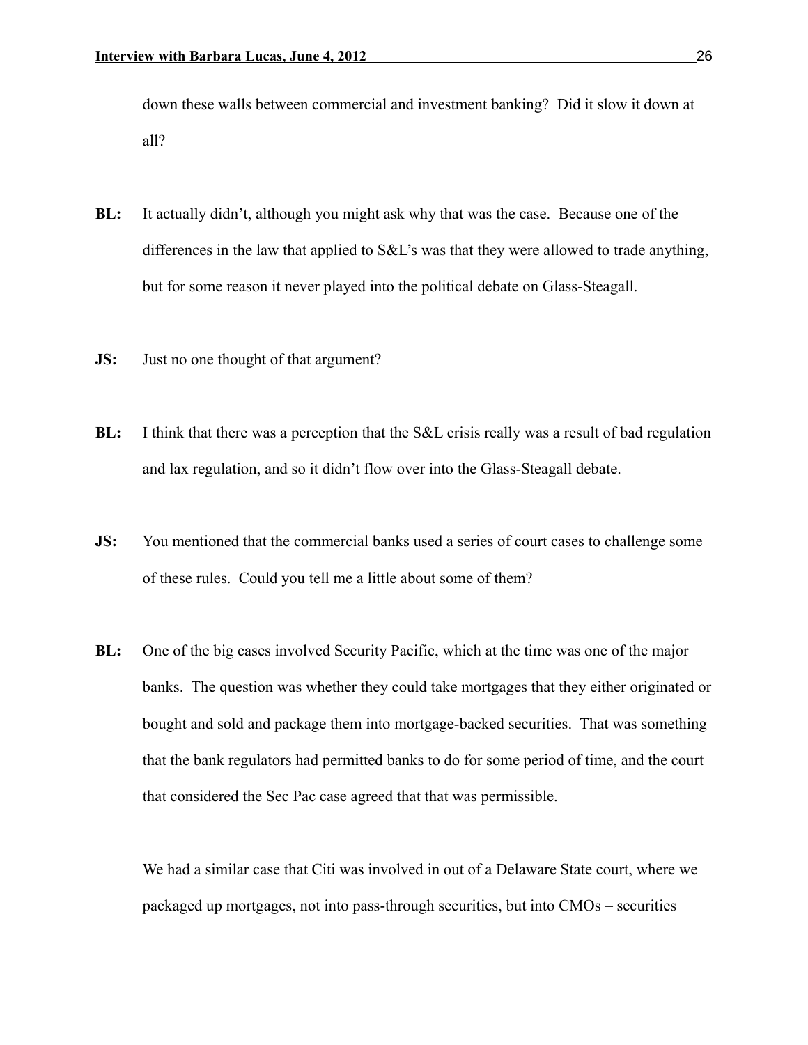down these walls between commercial and investment banking? Did it slow it down at all?

**BL:** It actually didn't, although you might ask why that was the case. Because one of the differences in the law that applied to S&L's was that they were allowed to trade anything, but for some reason it never played into the political debate on Glass-Steagall.

**JS:** Just no one thought of that argument?

**BL:** I think that there was a perception that the S&L crisis really was a result of bad regulation and lax regulation, and so it didn't flow over into the Glass-Steagall debate.

**JS:** You mentioned that the commercial banks used a series of court cases to challenge some of these rules. Could you tell me a little about some of them?

**BL:** One of the big cases involved Security Pacific, which at the time was one of the major banks. The question was whether they could take mortgages that they either originated or bought and sold and package them into mortgage-backed securities. That was something that the bank regulators had permitted banks to do for some period of time, and the court that considered the Sec Pac case agreed that that was permissible.

We had a similar case that Citi was involved in out of a Delaware State court, where we packaged up mortgages, not into pass-through securities, but into CMOs – securities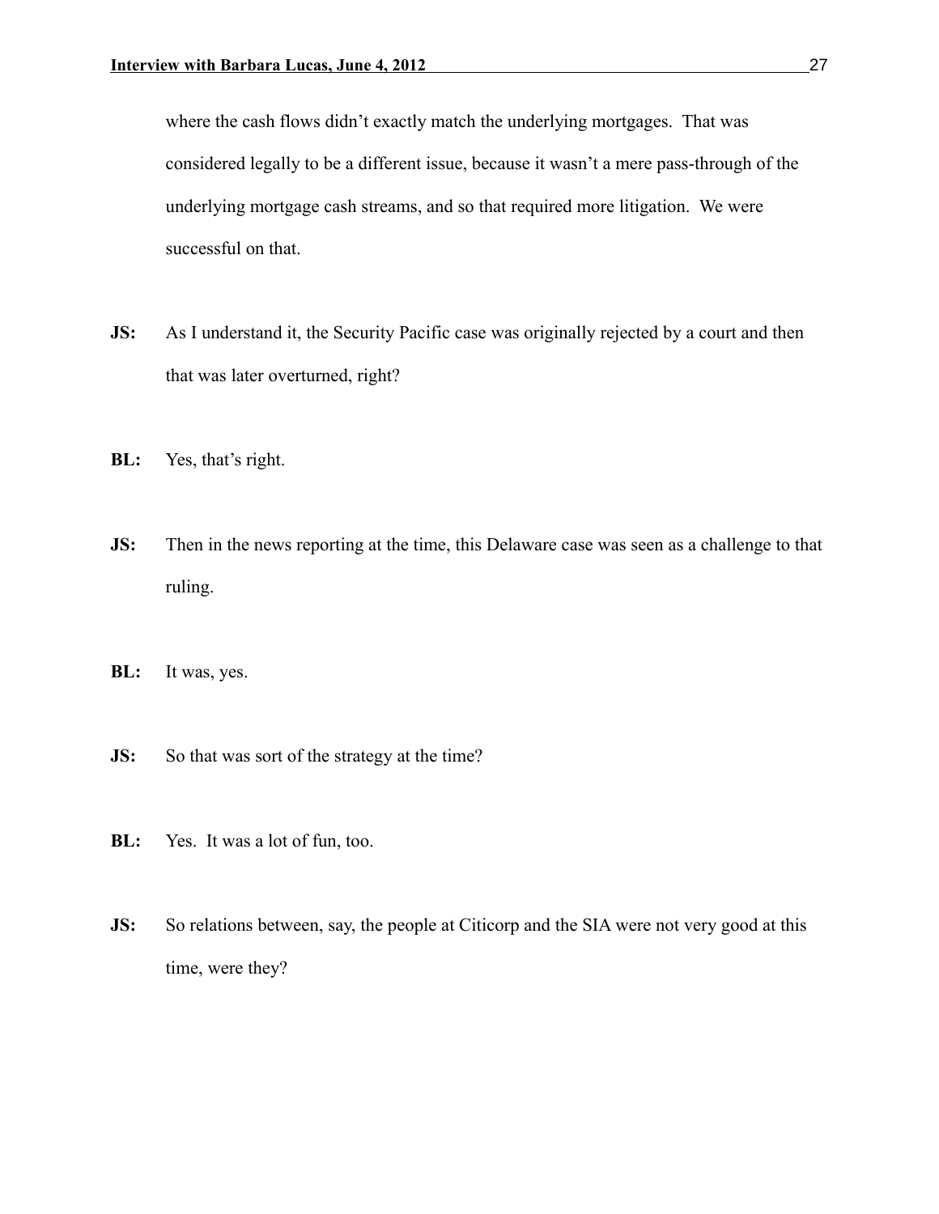where the cash flows didn't exactly match the underlying mortgages. That was considered legally to be a different issue, because it wasn't a mere pass-through of the underlying mortgage cash streams, and so that required more litigation. We were successful on that.

**JS:** As I understand it, the Security Pacific case was originally rejected by a court and then that was later overturned, right?

**BL:** Yes, that's right.

**JS:** Then in the news reporting at the time, this Delaware case was seen as a challenge to that ruling.

**BL:** It was, yes.

**JS:** So that was sort of the strategy at the time?

**BL:** Yes. It was a lot of fun, too.

**JS:** So relations between, say, the people at Citicorp and the SIA were not very good at this time, were they?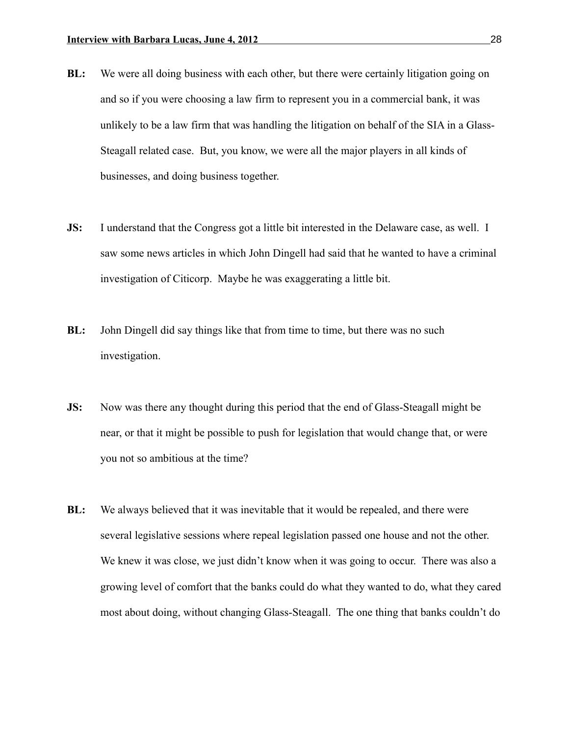**BL:** We were all doing business with each other, but there were certainly litigation going on and so if you were choosing a law firm to represent you in a commercial bank, it was unlikely to be a law firm that was handling the litigation on behalf of the SIA in a Glass-Steagall related case. But, you know, we were all the major players in all kinds of businesses, and doing business together.

**JS:** I understand that the Congress got a little bit interested in the Delaware case, as well. I saw some news articles in which John Dingell had said that he wanted to have a criminal investigation of Citicorp. Maybe he was exaggerating a little bit.

**BL:** John Dingell did say things like that from time to time, but there was no such investigation.

**JS:** Now was there any thought during this period that the end of Glass-Steagall might be near, or that it might be possible to push for legislation that would change that, or were you not so ambitious at the time?

**BL:** We always believed that it was inevitable that it would be repealed, and there were several legislative sessions where repeal legislation passed one house and not the other. We knew it was close, we just didn't know when it was going to occur. There was also a growing level of comfort that the banks could do what they wanted to do, what they cared most about doing, without changing Glass-Steagall. The one thing that banks couldn't do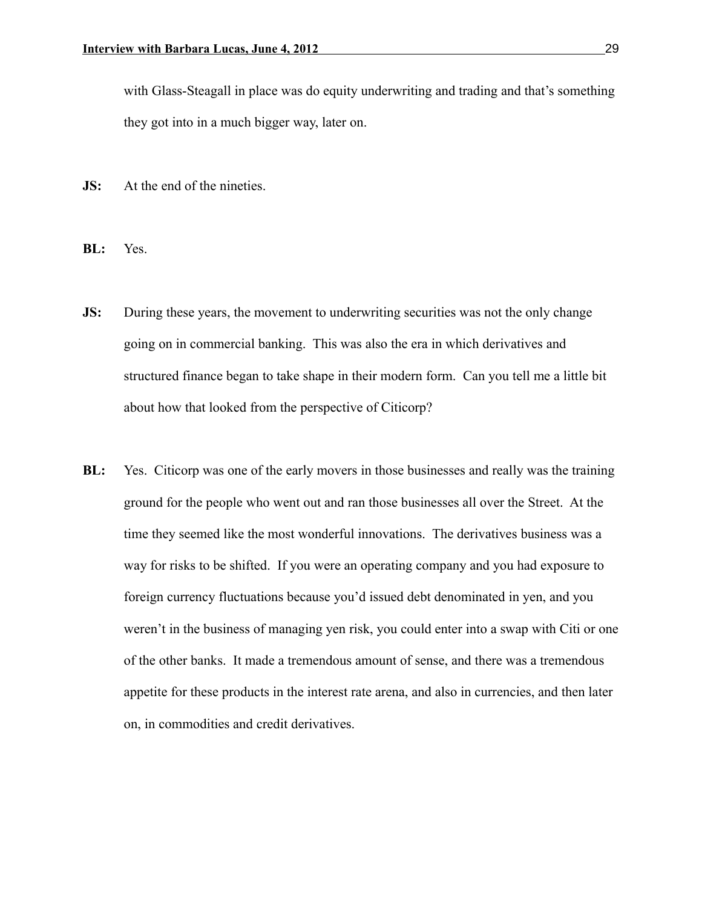with Glass-Steagall in place was do equity underwriting and trading and that's something they got into in a much bigger way, later on.

**JS:** At the end of the nineties.

**BL:** Yes.

**JS:** During these years, the movement to underwriting securities was not the only change going on in commercial banking. This was also the era in which derivatives and structured finance began to take shape in their modern form. Can you tell me a little bit about how that looked from the perspective of Citicorp?

**BL:** Yes. Citicorp was one of the early movers in those businesses and really was the training ground for the people who went out and ran those businesses all over the Street. At the time they seemed like the most wonderful innovations. The derivatives business was a way for risks to be shifted. If you were an operating company and you had exposure to foreign currency fluctuations because you'd issued debt denominated in yen, and you weren't in the business of managing yen risk, you could enter into a swap with Citi or one of the other banks. It made a tremendous amount of sense, and there was a tremendous appetite for these products in the interest rate arena, and also in currencies, and then later on, in commodities and credit derivatives.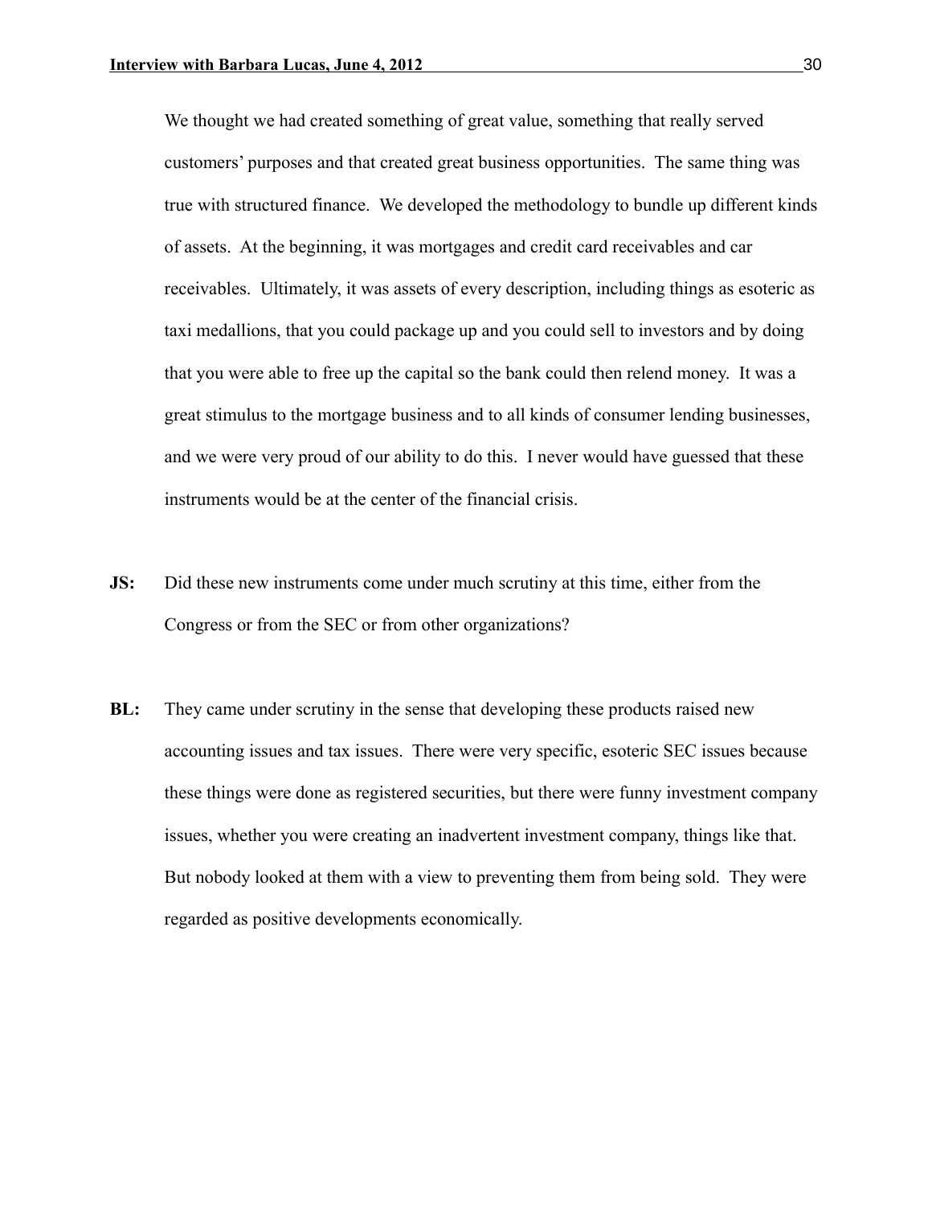We thought we had created something of great value, something that really served customers' purposes and that created great business opportunities. The same thing was true with structured finance. We developed the methodology to bundle up different kinds of assets. At the beginning, it was mortgages and credit card receivables and car receivables. Ultimately, it was assets of every description, including things as esoteric as taxi medallions, that you could package up and you could sell to investors and by doing that you were able to free up the capital so the bank could then relend money. It was a great stimulus to the mortgage business and to all kinds of consumer lending businesses, and we were very proud of our ability to do this. I never would have guessed that these instruments would be at the center of the financial crisis.

**JS:** Did these new instruments come under much scrutiny at this time, either from the Congress or from the SEC or from other organizations?

**BL:** They came under scrutiny in the sense that developing these products raised new accounting issues and tax issues. There were very specific, esoteric SEC issues because these things were done as registered securities, but there were funny investment company issues, whether you were creating an inadvertent investment company, things like that. But nobody looked at them with a view to preventing them from being sold. They were regarded as positive developments economically.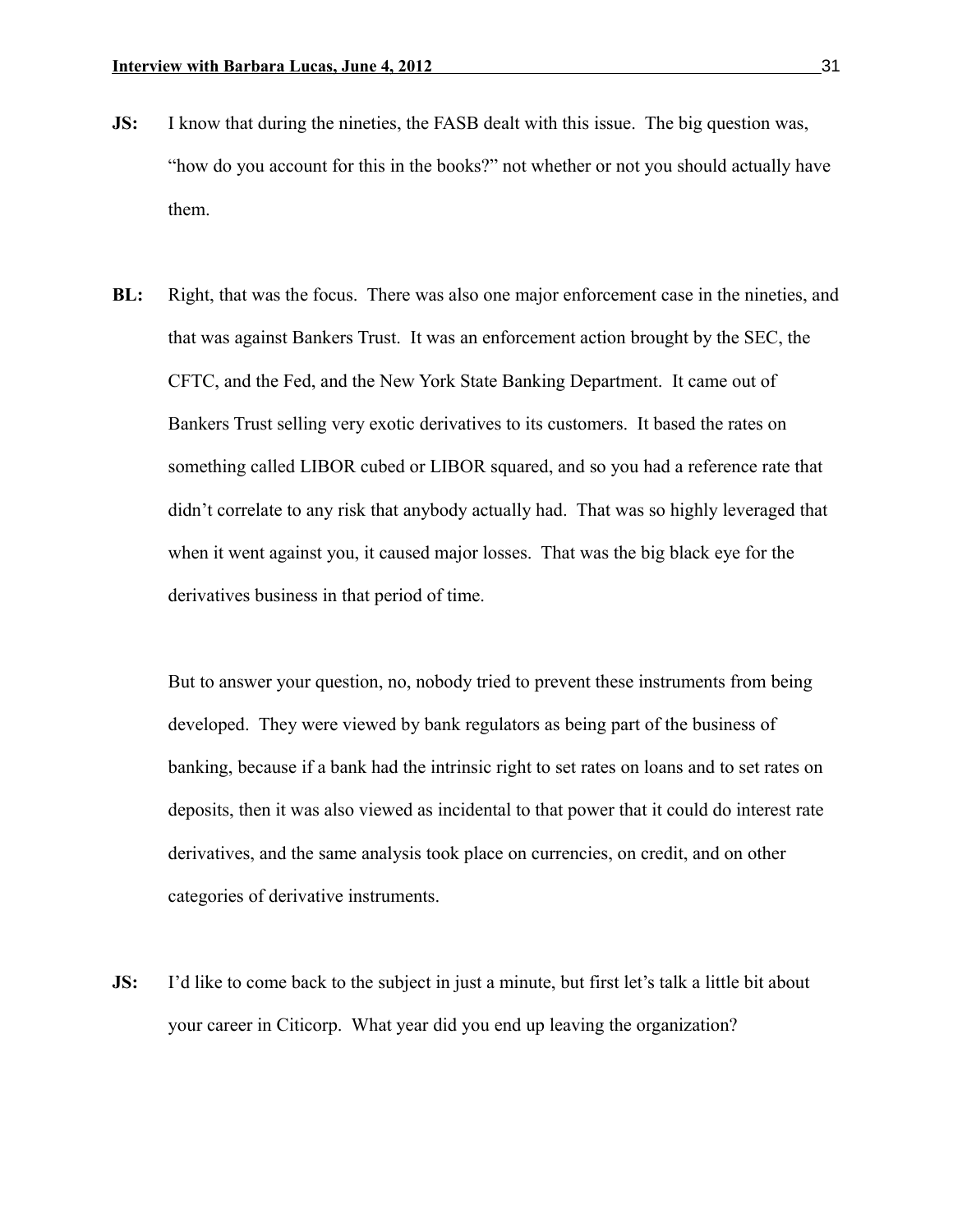**JS:** I know that during the nineties, the FASB dealt with this issue. The big question was, "how do you account for this in the books?" not whether or not you should actually have them.

**BL:** Right, that was the focus. There was also one major enforcement case in the nineties, and that was against Bankers Trust. It was an enforcement action brought by the SEC, the CFTC, and the Fed, and the New York State Banking Department. It came out of Bankers Trust selling very exotic derivatives to its customers. It based the rates on something called LIBOR cubed or LIBOR squared, and so you had a reference rate that didn't correlate to any risk that anybody actually had. That was so highly leveraged that when it went against you, it caused major losses. That was the big black eye for the derivatives business in that period of time.

But to answer your question, no, nobody tried to prevent these instruments from being developed. They were viewed by bank regulators as being part of the business of banking, because if a bank had the intrinsic right to set rates on loans and to set rates on deposits, then it was also viewed as incidental to that power that it could do interest rate derivatives, and the same analysis took place on currencies, on credit, and on other categories of derivative instruments.

**JS:** I'd like to come back to the subject in just a minute, but first let's talk a little bit about your career in Citicorp. What year did you end up leaving the organization?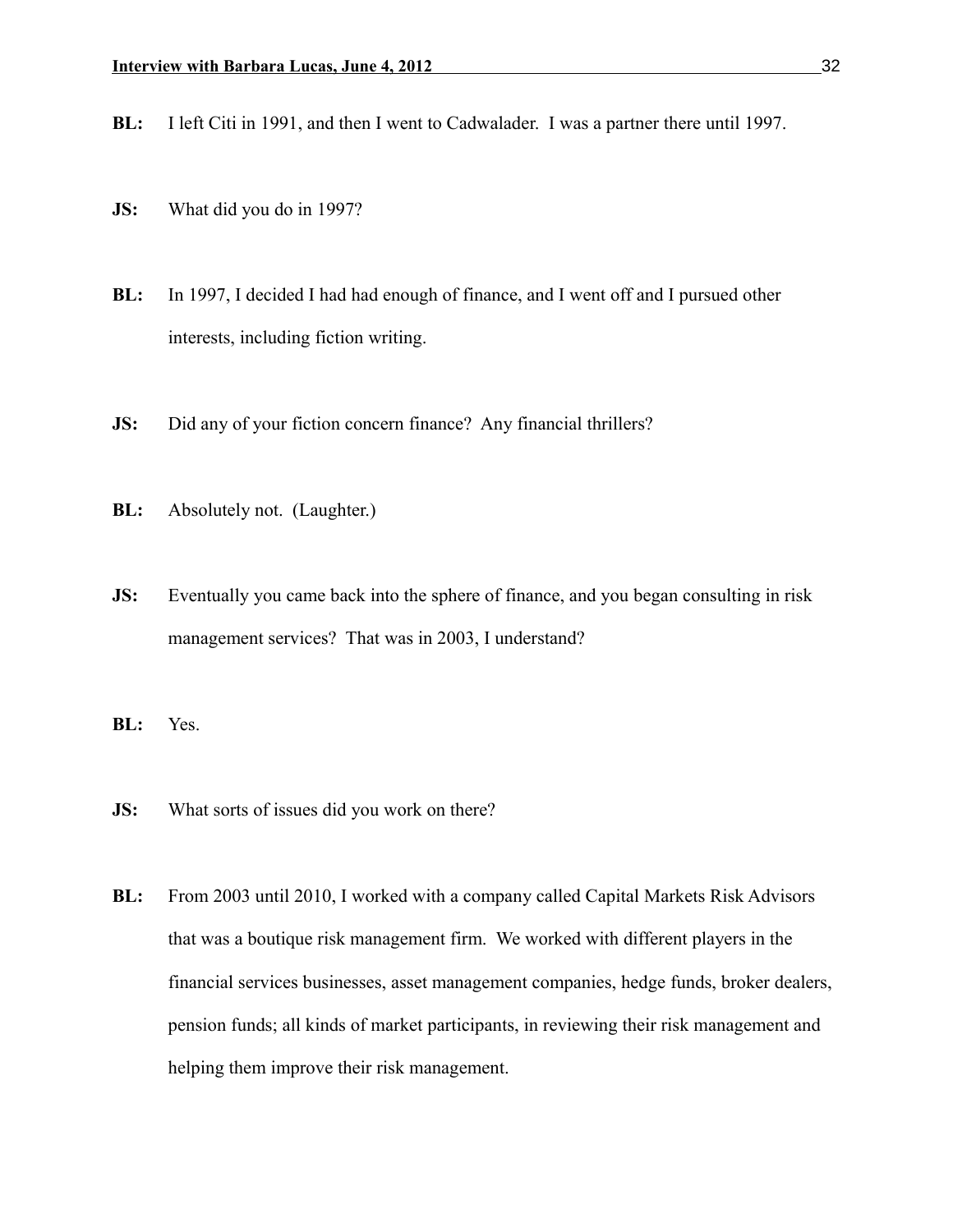**BL:** I left Citi in 1991, and then I went to Cadwalader. I was a partner there until 1997.

**JS:** What did you do in 1997?

**BL:** In 1997, I decided I had had enough of finance, and I went off and I pursued other interests, including fiction writing.

**JS:** Did any of your fiction concern finance? Any financial thrillers?

**BL:** Absolutely not. (Laughter.)

**JS:** Eventually you came back into the sphere of finance, and you began consulting in risk management services? That was in 2003, I understand?

**BL:** Yes.

**JS:** What sorts of issues did you work on there?

**BL:** From 2003 until 2010, I worked with a company called Capital Markets Risk Advisors that was a boutique risk management firm. We worked with different players in the financial services businesses, asset management companies, hedge funds, broker dealers, pension funds; all kinds of market participants, in reviewing their risk management and helping them improve their risk management.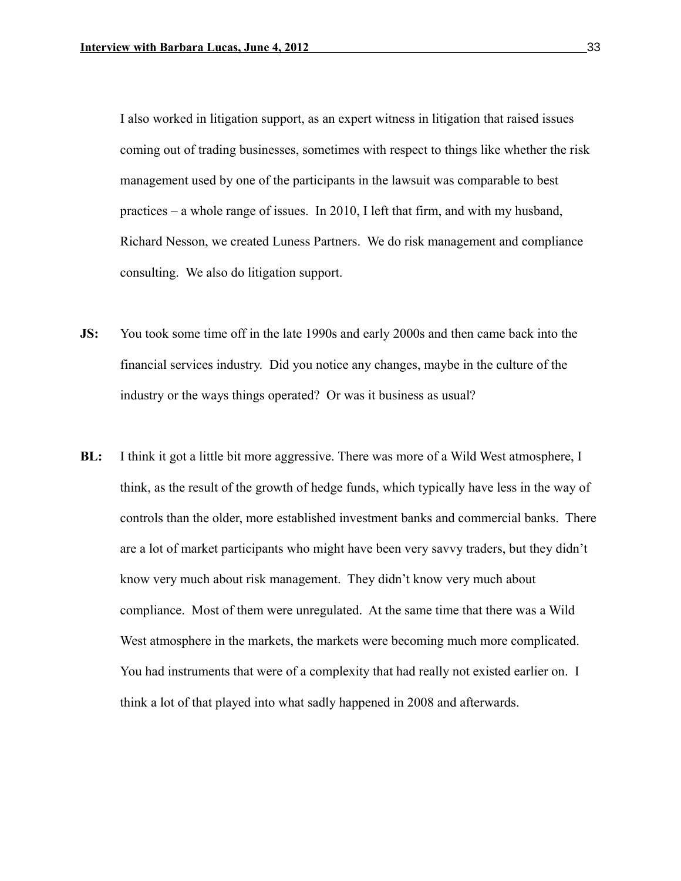I also worked in litigation support, as an expert witness in litigation that raised issues coming out of trading businesses, sometimes with respect to things like whether the risk management used by one of the participants in the lawsuit was comparable to best practices – a whole range of issues. In 2010, I left that firm, and with my husband, Richard Nesson, we created Luness Partners. We do risk management and compliance consulting. We also do litigation support.

**JS:** You took some time off in the late 1990s and early 2000s and then came back into the financial services industry. Did you notice any changes, maybe in the culture of the industry or the ways things operated? Or was it business as usual?

**BL:** I think it got a little bit more aggressive. There was more of a Wild West atmosphere, I think, as the result of the growth of hedge funds, which typically have less in the way of controls than the older, more established investment banks and commercial banks. There are a lot of market participants who might have been very savvy traders, but they didn't know very much about risk management. They didn't know very much about compliance. Most of them were unregulated. At the same time that there was a Wild West atmosphere in the markets, the markets were becoming much more complicated. You had instruments that were of a complexity that had really not existed earlier on. I think a lot of that played into what sadly happened in 2008 and afterwards.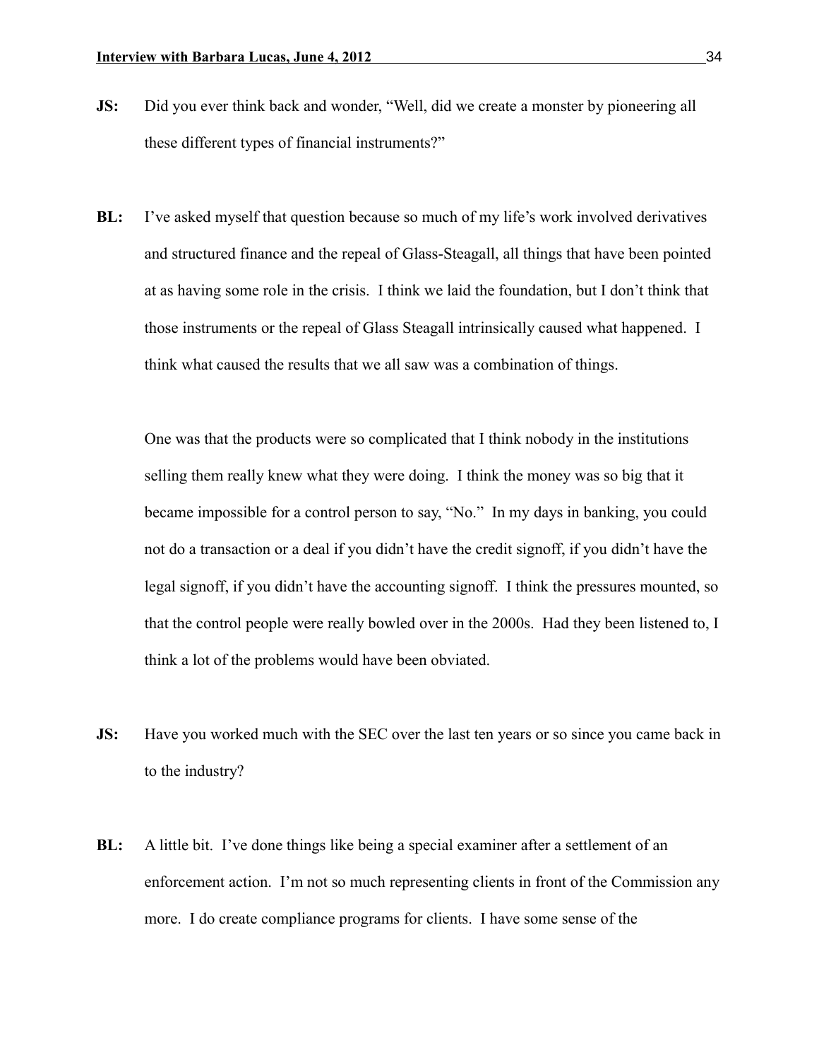**JS:** Did you ever think back and wonder, "Well, did we create a monster by pioneering all these different types of financial instruments?"

**BL:** I've asked myself that question because so much of my life's work involved derivatives and structured finance and the repeal of Glass-Steagall, all things that have been pointed at as having some role in the crisis. I think we laid the foundation, but I don't think that those instruments or the repeal of Glass Steagall intrinsically caused what happened. I think what caused the results that we all saw was a combination of things.

One was that the products were so complicated that I think nobody in the institutions selling them really knew what they were doing. I think the money was so big that it became impossible for a control person to say, "No." In my days in banking, you could not do a transaction or a deal if you didn't have the credit signoff, if you didn't have the legal signoff, if you didn't have the accounting signoff. I think the pressures mounted, so that the control people were really bowled over in the 2000s. Had they been listened to, I think a lot of the problems would have been obviated.

**JS:** Have you worked much with the SEC over the last ten years or so since you came back in to the industry?

**BL:** A little bit. I've done things like being a special examiner after a settlement of an enforcement action. I'm not so much representing clients in front of the Commission any more. I do create compliance programs for clients. I have some sense of the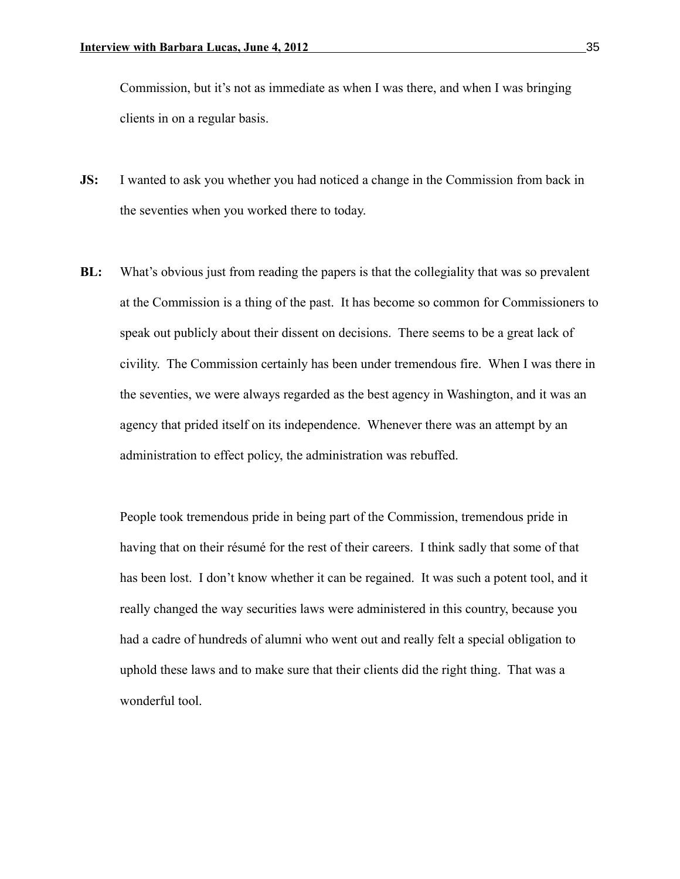Commission, but it's not as immediate as when I was there, and when I was bringing clients in on a regular basis.

**JS:** I wanted to ask you whether you had noticed a change in the Commission from back in the seventies when you worked there to today.

**BL:** What's obvious just from reading the papers is that the collegiality that was so prevalent at the Commission is a thing of the past. It has become so common for Commissioners to speak out publicly about their dissent on decisions. There seems to be a great lack of civility. The Commission certainly has been under tremendous fire. When I was there in the seventies, we were always regarded as the best agency in Washington, and it was an agency that prided itself on its independence. Whenever there was an attempt by an administration to effect policy, the administration was rebuffed.

People took tremendous pride in being part of the Commission, tremendous pride in having that on their résumé for the rest of their careers. I think sadly that some of that has been lost. I don't know whether it can be regained. It was such a potent tool, and it really changed the way securities laws were administered in this country, because you had a cadre of hundreds of alumni who went out and really felt a special obligation to uphold these laws and to make sure that their clients did the right thing. That was a wonderful tool.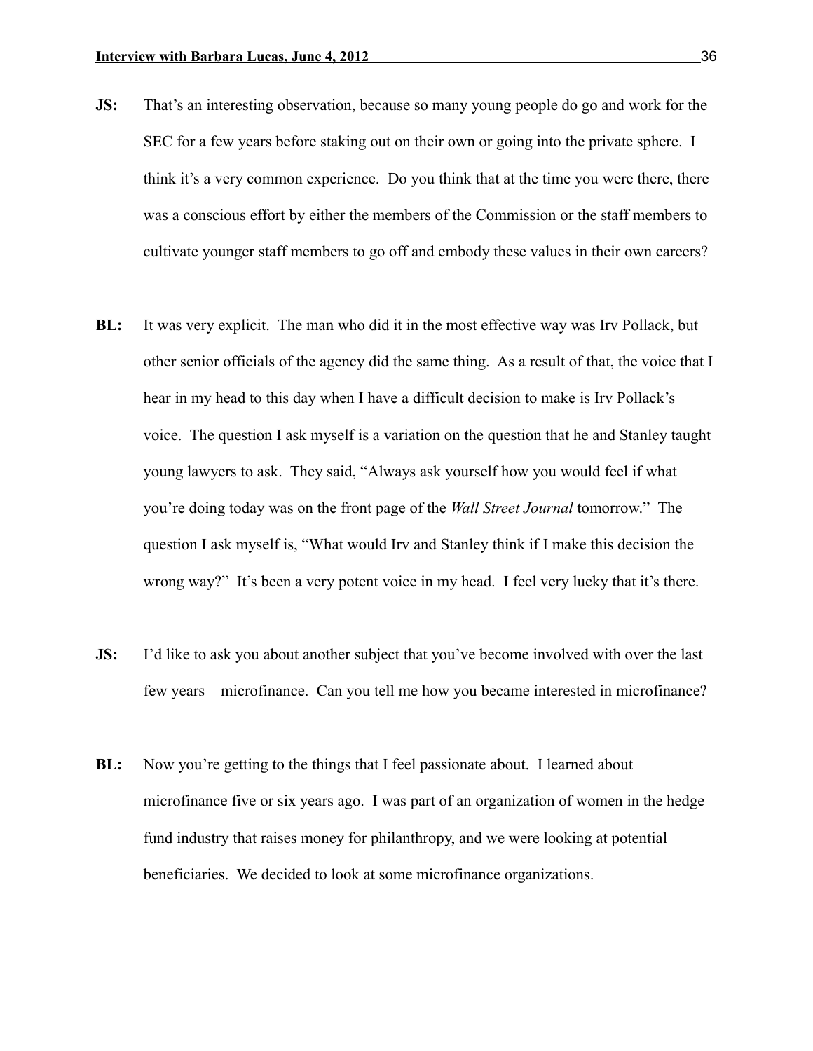**JS:** That's an interesting observation, because so many young people do go and work for the SEC for a few years before staking out on their own or going into the private sphere. I think it's a very common experience. Do you think that at the time you were there, there was a conscious effort by either the members of the Commission or the staff members to cultivate younger staff members to go off and embody these values in their own careers?

**BL:** It was very explicit. The man who did it in the most effective way was Irv Pollack, but other senior officials of the agency did the same thing. As a result of that, the voice that I hear in my head to this day when I have a difficult decision to make is Irv Pollack's voice. The question I ask myself is a variation on the question that he and Stanley taught young lawyers to ask. They said, "Always ask yourself how you would feel if what you're doing today was on the front page of the *Wall Street Journal* tomorrow." The question I ask myself is, "What would Irv and Stanley think if I make this decision the wrong way?" It's been a very potent voice in my head. I feel very lucky that it's there.

**JS:** I'd like to ask you about another subject that you've become involved with over the last few years – microfinance. Can you tell me how you became interested in microfinance?

**BL:** Now you're getting to the things that I feel passionate about. I learned about microfinance five or six years ago. I was part of an organization of women in the hedge fund industry that raises money for philanthropy, and we were looking at potential beneficiaries. We decided to look at some microfinance organizations.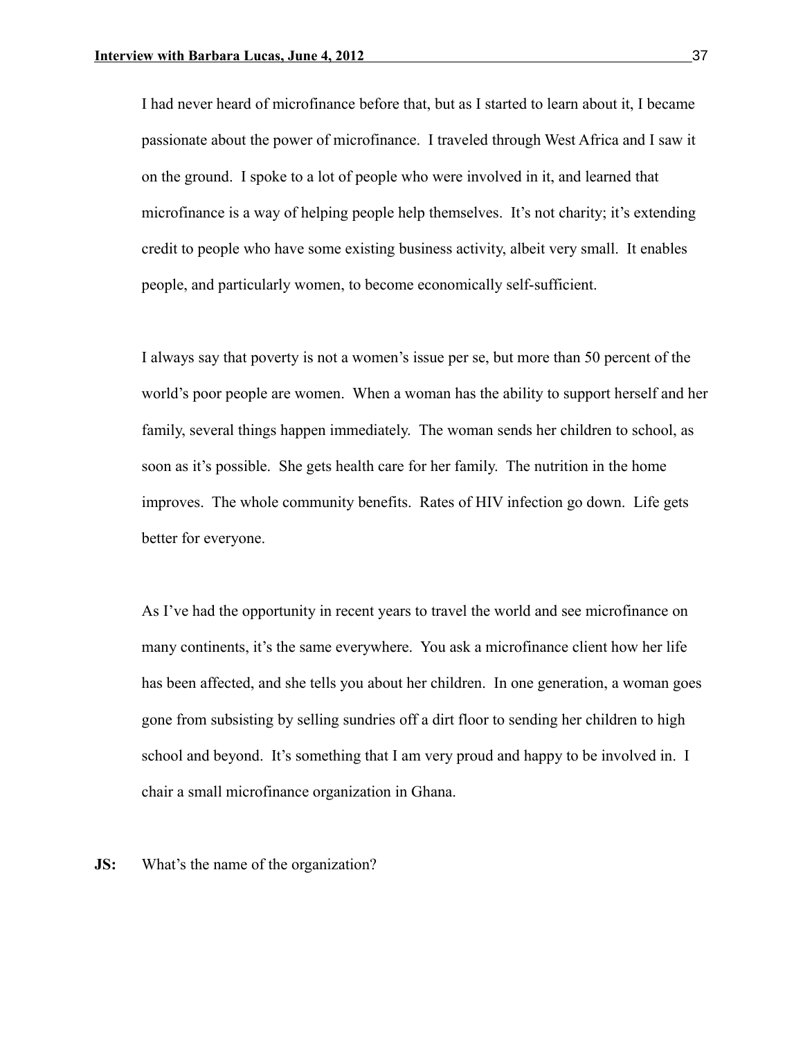I had never heard of microfinance before that, but as I started to learn about it, I became passionate about the power of microfinance. I traveled through West Africa and I saw it on the ground. I spoke to a lot of people who were involved in it, and learned that microfinance is a way of helping people help themselves. It's not charity; it's extending credit to people who have some existing business activity, albeit very small. It enables people, and particularly women, to become economically self-sufficient.

I always say that poverty is not a women's issue per se, but more than 50 percent of the world's poor people are women. When a woman has the ability to support herself and her family, several things happen immediately. The woman sends her children to school, as soon as it's possible. She gets health care for her family. The nutrition in the home improves. The whole community benefits. Rates of HIV infection go down. Life gets better for everyone.

As I've had the opportunity in recent years to travel the world and see microfinance on many continents, it's the same everywhere. You ask a microfinance client how her life has been affected, and she tells you about her children. In one generation, a woman goes gone from subsisting by selling sundries off a dirt floor to sending her children to high school and beyond. It's something that I am very proud and happy to be involved in. I chair a small microfinance organization in Ghana.

**JS:** What's the name of the organization?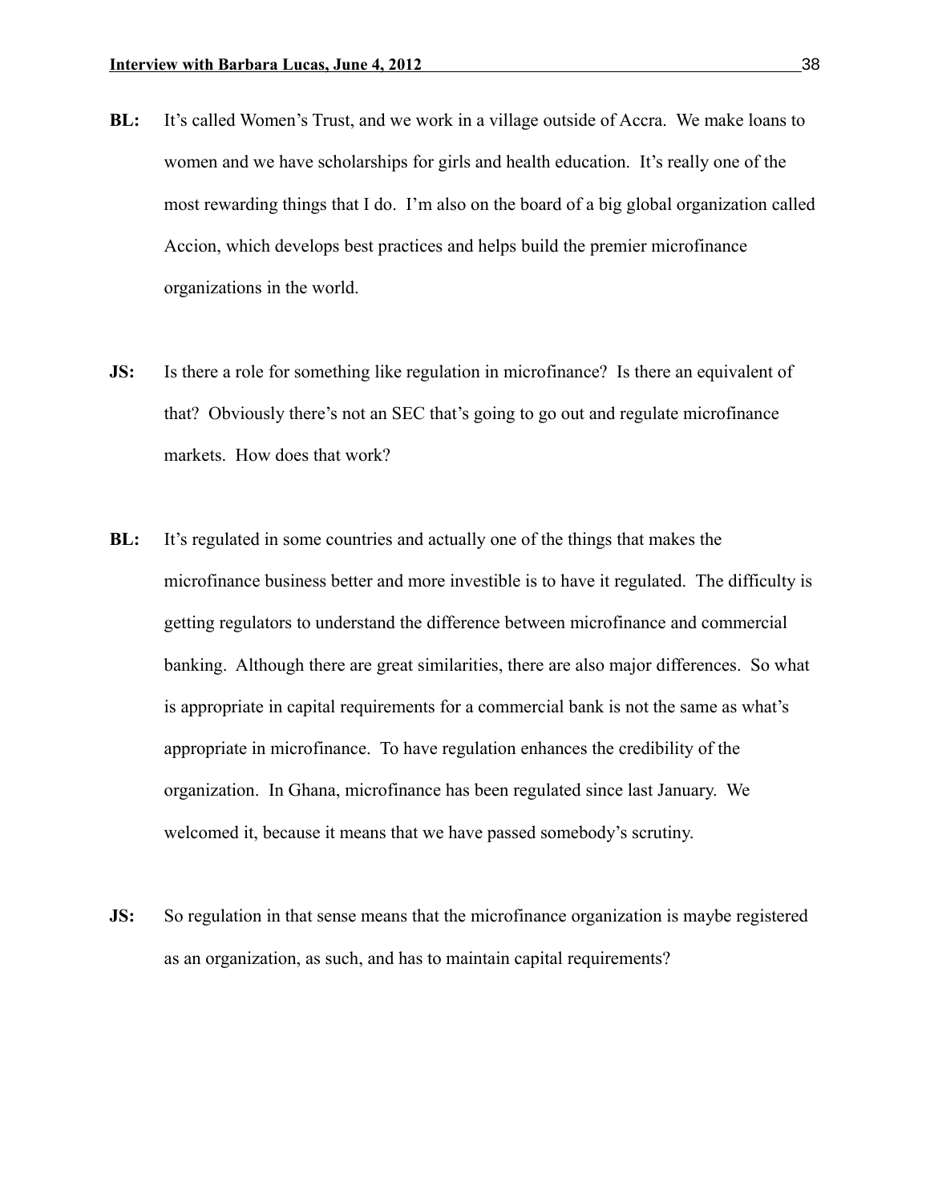**BL:** It's called Women's Trust, and we work in a village outside of Accra. We make loans to women and we have scholarships for girls and health education. It's really one of the most rewarding things that I do. I'm also on the board of a big global organization called Accion, which develops best practices and helps build the premier microfinance organizations in the world.

**JS:** Is there a role for something like regulation in microfinance? Is there an equivalent of that? Obviously there's not an SEC that's going to go out and regulate microfinance markets. How does that work?

**BL:** It's regulated in some countries and actually one of the things that makes the microfinance business better and more investible is to have it regulated. The difficulty is getting regulators to understand the difference between microfinance and commercial banking. Although there are great similarities, there are also major differences. So what is appropriate in capital requirements for a commercial bank is not the same as what's appropriate in microfinance. To have regulation enhances the credibility of the organization. In Ghana, microfinance has been regulated since last January. We welcomed it, because it means that we have passed somebody's scrutiny.

**JS:** So regulation in that sense means that the microfinance organization is maybe registered as an organization, as such, and has to maintain capital requirements?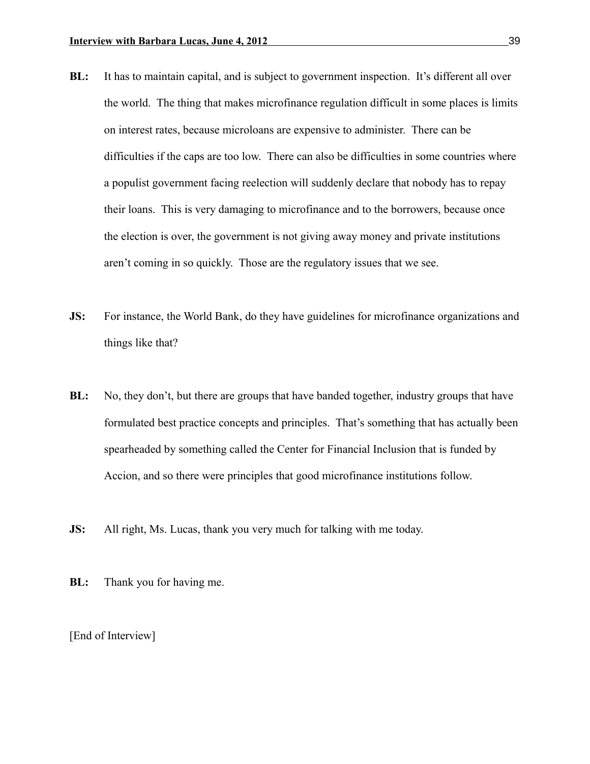**BL:** It has to maintain capital, and is subject to government inspection. It's different all over the world. The thing that makes microfinance regulation difficult in some places is limits on interest rates, because microloans are expensive to administer. There can be difficulties if the caps are too low. There can also be difficulties in some countries where a populist government facing reelection will suddenly declare that nobody has to repay their loans. This is very damaging to microfinance and to the borrowers, because once the election is over, the government is not giving away money and private institutions aren't coming in so quickly. Those are the regulatory issues that we see.

**JS:** For instance, the World Bank, do they have guidelines for microfinance organizations and things like that?

**BL:** No, they don't, but there are groups that have banded together, industry groups that have formulated best practice concepts and principles. That's something that has actually been spearheaded by something called the Center for Financial Inclusion that is funded by Accion, and so there were principles that good microfinance institutions follow.

**JS:** All right, Ms. Lucas, thank you very much for talking with me today.

**BL:** Thank you for having me.

[End of Interview]